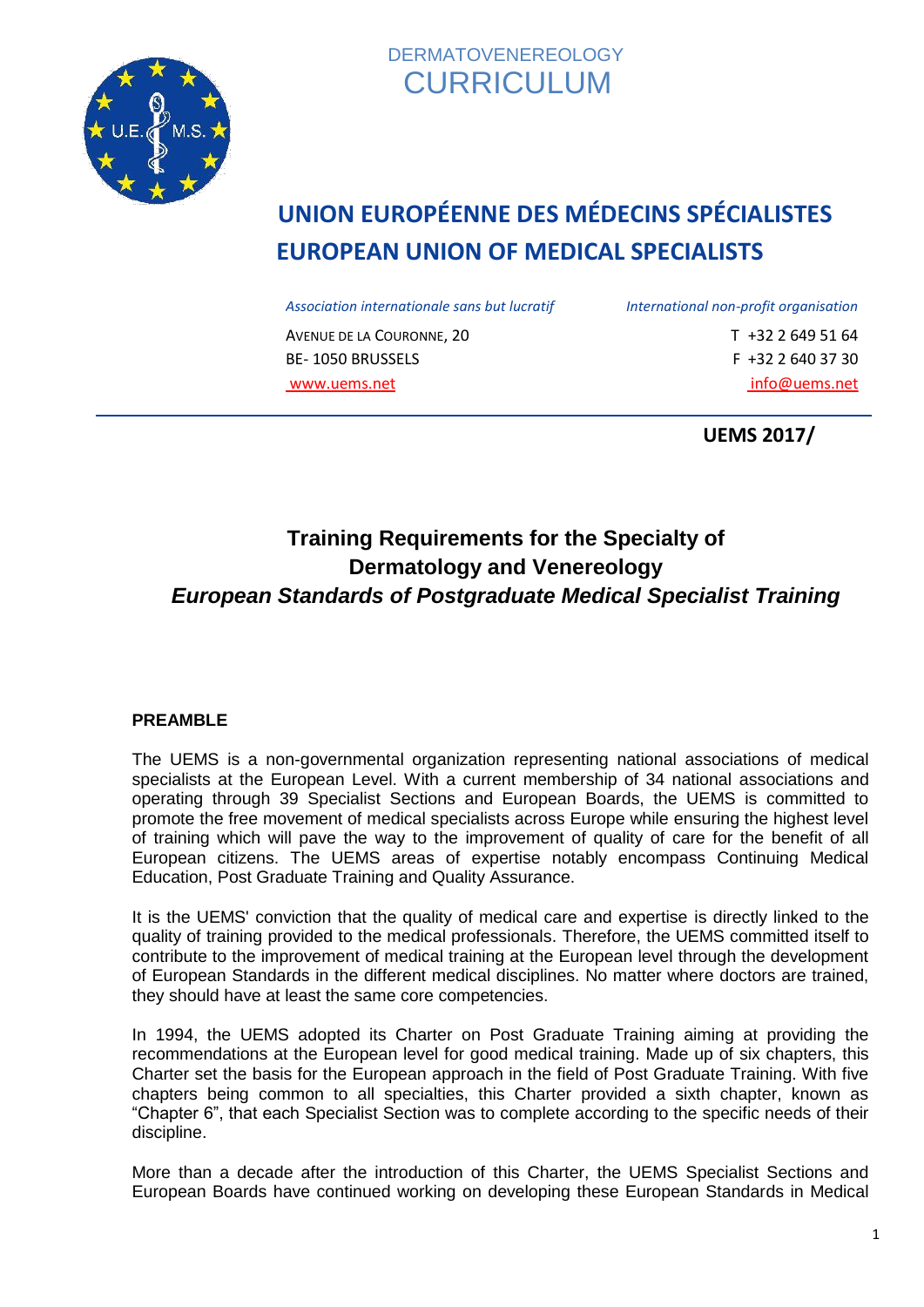DERMATOVENEREOLOGY
CURRICULUM

# UNION EUROPÉENNE DES MÉDECINS SPÉCIALISTES
# EUROPEAN UNION OF MEDICAL SPECIALISTS

*Association internationale sans but lucratif* — *International non-profit organisation*

AVENUE DE LA COURONNE, 20
BE- 1050 BRUSSELS
www.uems.net

T +32 2 649 51 64
F +32 2 640 37 30
info@uems.net

**UEMS 2017/**

## Training Requirements for the Specialty of Dermatology and Venereology
## *European Standards of Postgraduate Medical Specialist Training*

### PREAMBLE

The UEMS is a non-governmental organization representing national associations of medical specialists at the European Level. With a current membership of 34 national associations and operating through 39 Specialist Sections and European Boards, the UEMS is committed to promote the free movement of medical specialists across Europe while ensuring the highest level of training which will pave the way to the improvement of quality of care for the benefit of all European citizens. The UEMS areas of expertise notably encompass Continuing Medical Education, Post Graduate Training and Quality Assurance.

It is the UEMS' conviction that the quality of medical care and expertise is directly linked to the quality of training provided to the medical professionals. Therefore, the UEMS committed itself to contribute to the improvement of medical training at the European level through the development of European Standards in the different medical disciplines. No matter where doctors are trained, they should have at least the same core competencies.

In 1994, the UEMS adopted its Charter on Post Graduate Training aiming at providing the recommendations at the European level for good medical training. Made up of six chapters, this Charter set the basis for the European approach in the field of Post Graduate Training. With five chapters being common to all specialties, this Charter provided a sixth chapter, known as "Chapter 6", that each Specialist Section was to complete according to the specific needs of their discipline.

More than a decade after the introduction of this Charter, the UEMS Specialist Sections and European Boards have continued working on developing these European Standards in Medical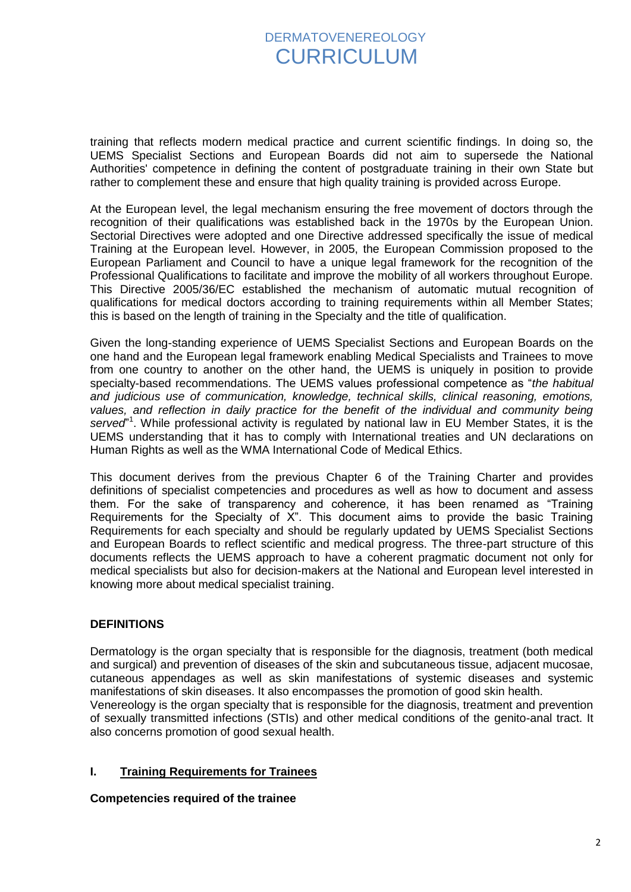training that reflects modern medical practice and current scientific findings. In doing so, the UEMS Specialist Sections and European Boards did not aim to supersede the National Authorities' competence in defining the content of postgraduate training in their own State but rather to complement these and ensure that high quality training is provided across Europe.

At the European level, the legal mechanism ensuring the free movement of doctors through the recognition of their qualifications was established back in the 1970s by the European Union. Sectorial Directives were adopted and one Directive addressed specifically the issue of medical Training at the European level. However, in 2005, the European Commission proposed to the European Parliament and Council to have a unique legal framework for the recognition of the Professional Qualifications to facilitate and improve the mobility of all workers throughout Europe. This Directive 2005/36/EC established the mechanism of automatic mutual recognition of qualifications for medical doctors according to training requirements within all Member States; this is based on the length of training in the Specialty and the title of qualification.

Given the long-standing experience of UEMS Specialist Sections and European Boards on the one hand and the European legal framework enabling Medical Specialists and Trainees to move from one country to another on the other hand, the UEMS is uniquely in position to provide specialty-based recommendations. The UEMS values professional competence as "*the habitual and judicious use of communication, knowledge, technical skills, clinical reasoning, emotions, values, and reflection in daily practice for the benefit of the individual and community being served*"[1]. While professional activity is regulated by national law in EU Member States, it is the UEMS understanding that it has to comply with International treaties and UN declarations on Human Rights as well as the WMA International Code of Medical Ethics.

This document derives from the previous Chapter 6 of the Training Charter and provides definitions of specialist competencies and procedures as well as how to document and assess them. For the sake of transparency and coherence, it has been renamed as "Training Requirements for the Specialty of X". This document aims to provide the basic Training Requirements for each specialty and should be regularly updated by UEMS Specialist Sections and European Boards to reflect scientific and medical progress. The three-part structure of this documents reflects the UEMS approach to have a coherent pragmatic document not only for medical specialists but also for decision-makers at the National and European level interested in knowing more about medical specialist training.

**DEFINITIONS**

Dermatology is the organ specialty that is responsible for the diagnosis, treatment (both medical and surgical) and prevention of diseases of the skin and subcutaneous tissue, adjacent mucosae, cutaneous appendages as well as skin manifestations of systemic diseases and systemic manifestations of skin diseases. It also encompasses the promotion of good skin health.
Venereology is the organ specialty that is responsible for the diagnosis, treatment and prevention of sexually transmitted infections (STIs) and other medical conditions of the genito-anal tract. It also concerns promotion of good sexual health.

## I. Training Requirements for Trainees

**Competencies required of the trainee**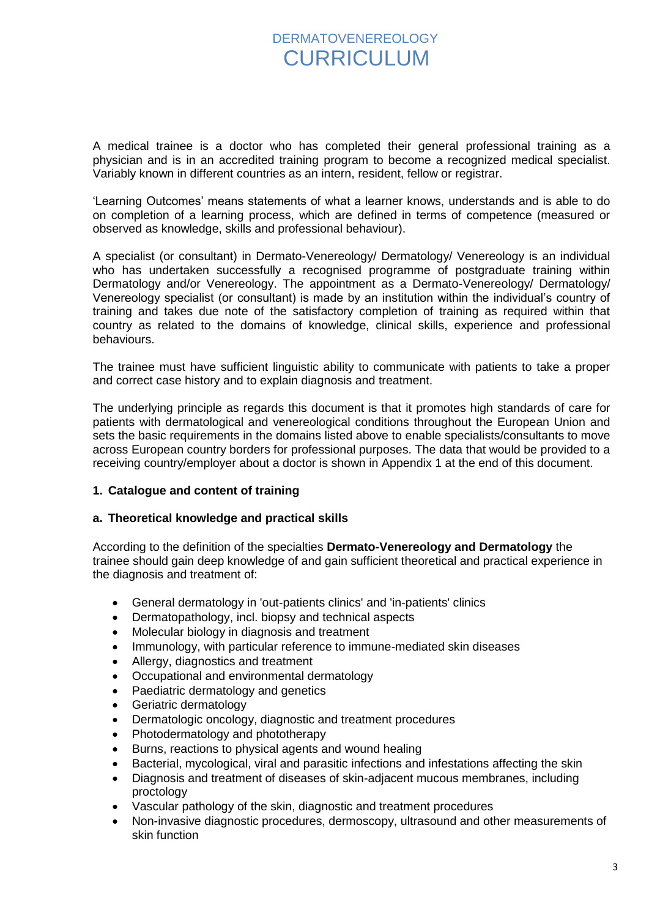# DERMATOVENEREOLOGY CURRICULUM

A medical trainee is a doctor who has completed their general professional training as a physician and is in an accredited training program to become a recognized medical specialist. Variably known in different countries as an intern, resident, fellow or registrar.

'Learning Outcomes' means statements of what a learner knows, understands and is able to do on completion of a learning process, which are defined in terms of competence (measured or observed as knowledge, skills and professional behaviour).

A specialist (or consultant) in Dermato-Venereology/ Dermatology/ Venereology is an individual who has undertaken successfully a recognised programme of postgraduate training within Dermatology and/or Venereology. The appointment as a Dermato-Venereology/ Dermatology/ Venereology specialist (or consultant) is made by an institution within the individual's country of training and takes due note of the satisfactory completion of training as required within that country as related to the domains of knowledge, clinical skills, experience and professional behaviours.

The trainee must have sufficient linguistic ability to communicate with patients to take a proper and correct case history and to explain diagnosis and treatment.

The underlying principle as regards this document is that it promotes high standards of care for patients with dermatological and venereological conditions throughout the European Union and sets the basic requirements in the domains listed above to enable specialists/consultants to move across European country borders for professional purposes. The data that would be provided to a receiving country/employer about a doctor is shown in Appendix 1 at the end of this document.

## 1. Catalogue and content of training

### a. Theoretical knowledge and practical skills

According to the definition of the specialties **Dermato-Venereology and Dermatology** the trainee should gain deep knowledge of and gain sufficient theoretical and practical experience in the diagnosis and treatment of:

- General dermatology in 'out-patients clinics' and 'in-patients' clinics
- Dermatopathology, incl. biopsy and technical aspects
- Molecular biology in diagnosis and treatment
- Immunology, with particular reference to immune-mediated skin diseases
- Allergy, diagnostics and treatment
- Occupational and environmental dermatology
- Paediatric dermatology and genetics
- Geriatric dermatology
- Dermatologic oncology, diagnostic and treatment procedures
- Photodermatology and phototherapy
- Burns, reactions to physical agents and wound healing
- Bacterial, mycological, viral and parasitic infections and infestations affecting the skin
- Diagnosis and treatment of diseases of skin-adjacent mucous membranes, including proctology
- Vascular pathology of the skin, diagnostic and treatment procedures
- Non-invasive diagnostic procedures, dermoscopy, ultrasound and other measurements of skin function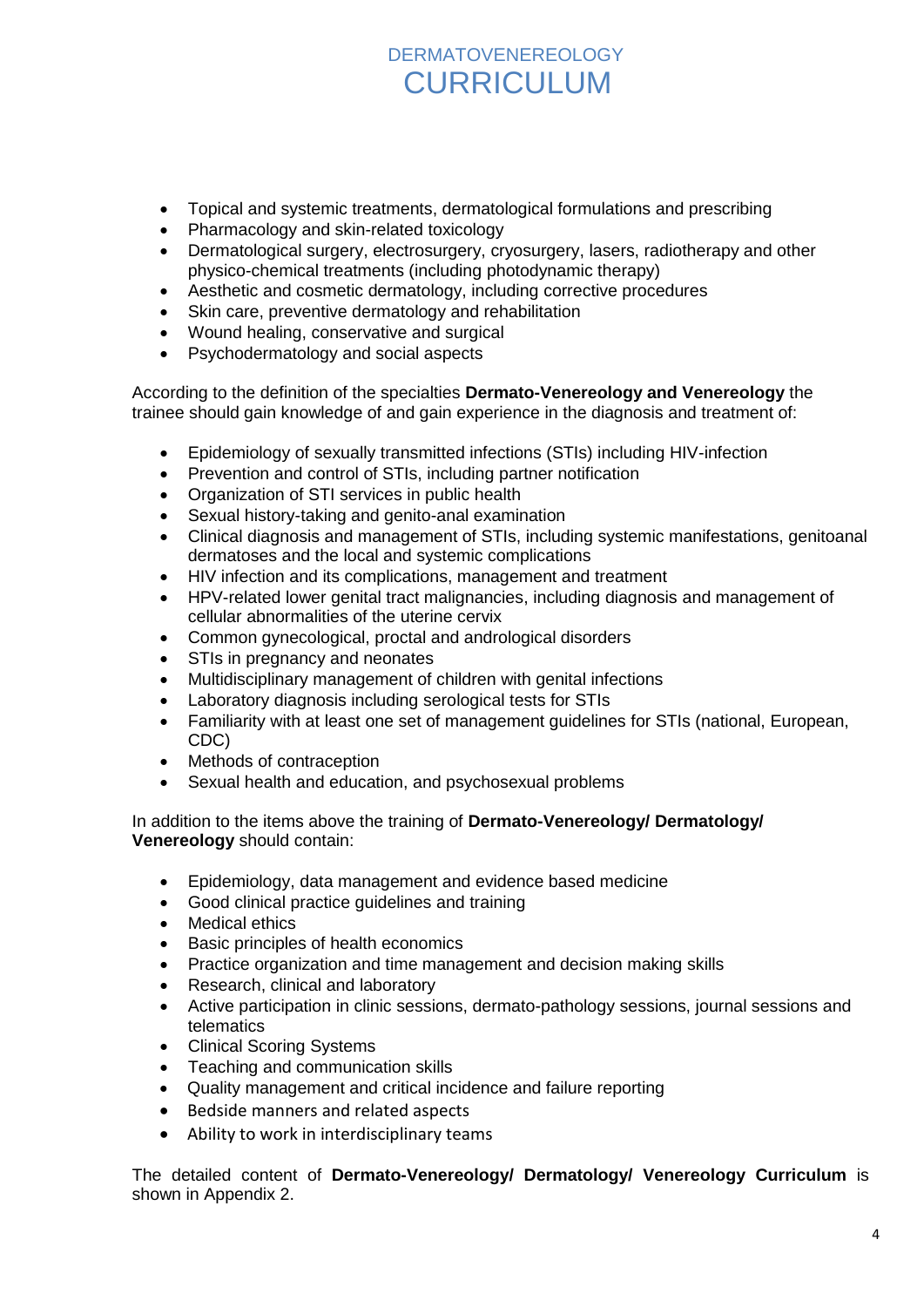- Topical and systemic treatments, dermatological formulations and prescribing
- Pharmacology and skin-related toxicology
- Dermatological surgery, electrosurgery, cryosurgery, lasers, radiotherapy and other physico-chemical treatments (including photodynamic therapy)
- Aesthetic and cosmetic dermatology, including corrective procedures
- Skin care, preventive dermatology and rehabilitation
- Wound healing, conservative and surgical
- Psychodermatology and social aspects

According to the definition of the specialties **Dermato-Venereology and Venereology** the trainee should gain knowledge of and gain experience in the diagnosis and treatment of:

- Epidemiology of sexually transmitted infections (STIs) including HIV-infection
- Prevention and control of STIs, including partner notification
- Organization of STI services in public health
- Sexual history-taking and genito-anal examination
- Clinical diagnosis and management of STIs, including systemic manifestations, genitoanal dermatoses and the local and systemic complications
- HIV infection and its complications, management and treatment
- HPV-related lower genital tract malignancies, including diagnosis and management of cellular abnormalities of the uterine cervix
- Common gynecological, proctal and andrological disorders
- STIs in pregnancy and neonates
- Multidisciplinary management of children with genital infections
- Laboratory diagnosis including serological tests for STIs
- Familiarity with at least one set of management guidelines for STIs (national, European, CDC)
- Methods of contraception
- Sexual health and education, and psychosexual problems

In addition to the items above the training of **Dermato-Venereology/ Dermatology/ Venereology** should contain:

- Epidemiology, data management and evidence based medicine
- Good clinical practice guidelines and training
- Medical ethics
- Basic principles of health economics
- Practice organization and time management and decision making skills
- Research, clinical and laboratory
- Active participation in clinic sessions, dermato-pathology sessions, journal sessions and telematics
- Clinical Scoring Systems
- Teaching and communication skills
- Quality management and critical incidence and failure reporting
- Bedside manners and related aspects
- Ability to work in interdisciplinary teams

The detailed content of **Dermato-Venereology/ Dermatology/ Venereology Curriculum** is shown in Appendix 2.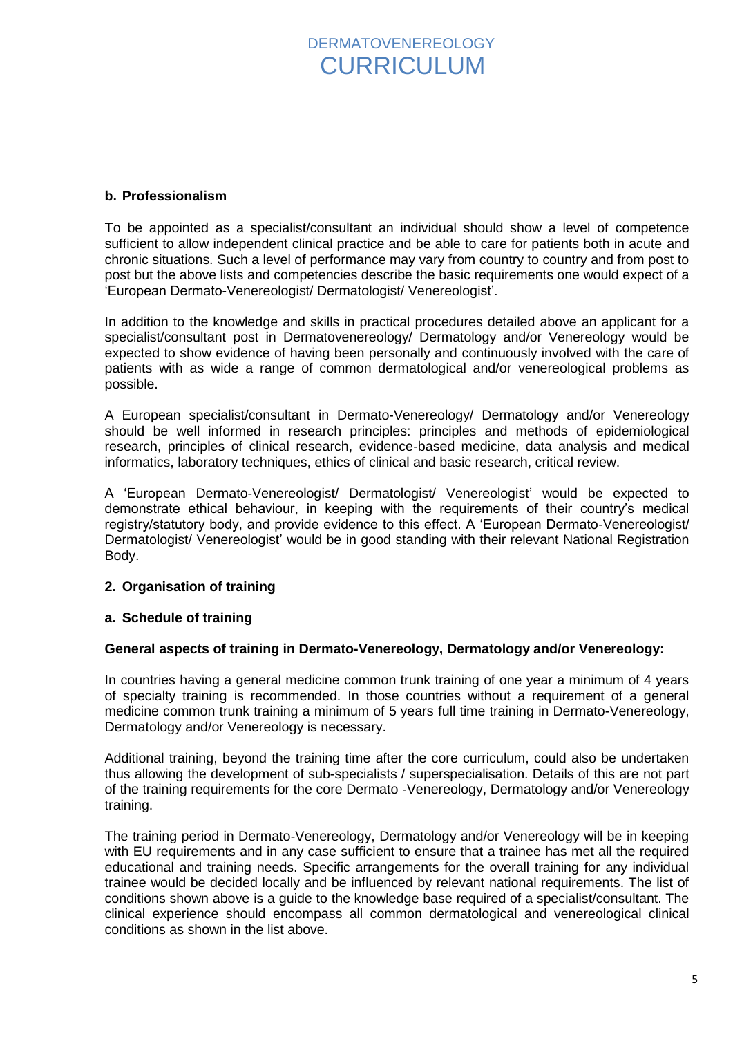### b. Professionalism

To be appointed as a specialist/consultant an individual should show a level of competence sufficient to allow independent clinical practice and be able to care for patients both in acute and chronic situations. Such a level of performance may vary from country to country and from post to post but the above lists and competencies describe the basic requirements one would expect of a 'European Dermato-Venereologist/ Dermatologist/ Venereologist'.

In addition to the knowledge and skills in practical procedures detailed above an applicant for a specialist/consultant post in Dermatovenereology/ Dermatology and/or Venereology would be expected to show evidence of having been personally and continuously involved with the care of patients with as wide a range of common dermatological and/or venereological problems as possible.

A European specialist/consultant in Dermato-Venereology/ Dermatology and/or Venereology should be well informed in research principles: principles and methods of epidemiological research, principles of clinical research, evidence-based medicine, data analysis and medical informatics, laboratory techniques, ethics of clinical and basic research, critical review.

A 'European Dermato-Venereologist/ Dermatologist/ Venereologist' would be expected to demonstrate ethical behaviour, in keeping with the requirements of their country's medical registry/statutory body, and provide evidence to this effect. A 'European Dermato-Venereologist/ Dermatologist/ Venereologist' would be in good standing with their relevant National Registration Body.

## 2. Organisation of training

### a. Schedule of training

**General aspects of training in Dermato-Venereology, Dermatology and/or Venereology:**

In countries having a general medicine common trunk training of one year a minimum of 4 years of specialty training is recommended. In those countries without a requirement of a general medicine common trunk training a minimum of 5 years full time training in Dermato-Venereology, Dermatology and/or Venereology is necessary.

Additional training, beyond the training time after the core curriculum, could also be undertaken thus allowing the development of sub-specialists / superspecialisation. Details of this are not part of the training requirements for the core Dermato -Venereology, Dermatology and/or Venereology training.

The training period in Dermato-Venereology, Dermatology and/or Venereology will be in keeping with EU requirements and in any case sufficient to ensure that a trainee has met all the required educational and training needs. Specific arrangements for the overall training for any individual trainee would be decided locally and be influenced by relevant national requirements. The list of conditions shown above is a guide to the knowledge base required of a specialist/consultant. The clinical experience should encompass all common dermatological and venereological clinical conditions as shown in the list above.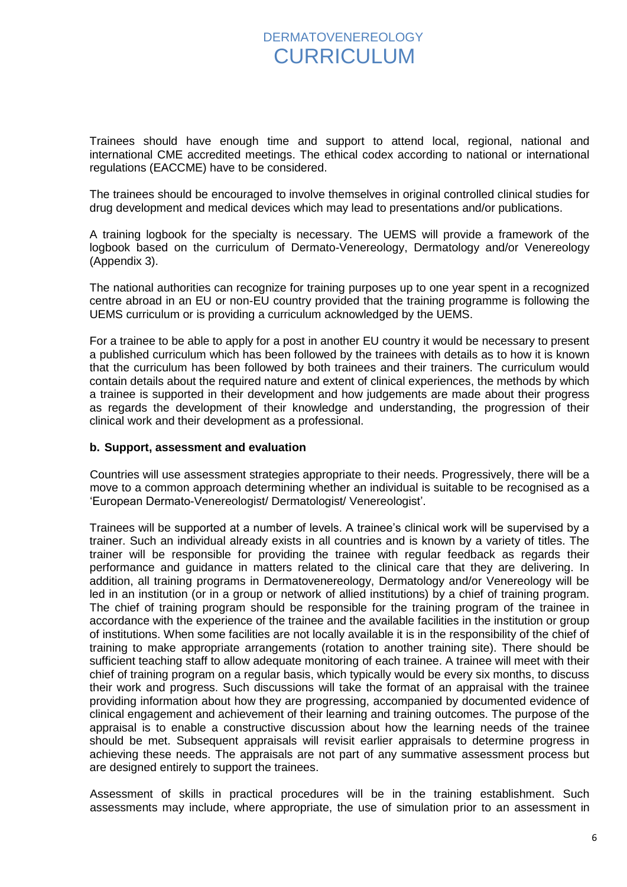Trainees should have enough time and support to attend local, regional, national and international CME accredited meetings. The ethical codex according to national or international regulations (EACCME) have to be considered.

The trainees should be encouraged to involve themselves in original controlled clinical studies for drug development and medical devices which may lead to presentations and/or publications.

A training logbook for the specialty is necessary. The UEMS will provide a framework of the logbook based on the curriculum of Dermato-Venereology, Dermatology and/or Venereology (Appendix 3).

The national authorities can recognize for training purposes up to one year spent in a recognized centre abroad in an EU or non-EU country provided that the training programme is following the UEMS curriculum or is providing a curriculum acknowledged by the UEMS.

For a trainee to be able to apply for a post in another EU country it would be necessary to present a published curriculum which has been followed by the trainees with details as to how it is known that the curriculum has been followed by both trainees and their trainers. The curriculum would contain details about the required nature and extent of clinical experiences, the methods by which a trainee is supported in their development and how judgements are made about their progress as regards the development of their knowledge and understanding, the progression of their clinical work and their development as a professional.

**b. Support, assessment and evaluation**

Countries will use assessment strategies appropriate to their needs. Progressively, there will be a move to a common approach determining whether an individual is suitable to be recognised as a 'European Dermato-Venereologist/ Dermatologist/ Venereologist'.

Trainees will be supported at a number of levels. A trainee's clinical work will be supervised by a trainer. Such an individual already exists in all countries and is known by a variety of titles. The trainer will be responsible for providing the trainee with regular feedback as regards their performance and guidance in matters related to the clinical care that they are delivering. In addition, all training programs in Dermatovenereology, Dermatology and/or Venereology will be led in an institution (or in a group or network of allied institutions) by a chief of training program. The chief of training program should be responsible for the training program of the trainee in accordance with the experience of the trainee and the available facilities in the institution or group of institutions. When some facilities are not locally available it is in the responsibility of the chief of training to make appropriate arrangements (rotation to another training site). There should be sufficient teaching staff to allow adequate monitoring of each trainee. A trainee will meet with their chief of training program on a regular basis, which typically would be every six months, to discuss their work and progress. Such discussions will take the format of an appraisal with the trainee providing information about how they are progressing, accompanied by documented evidence of clinical engagement and achievement of their learning and training outcomes. The purpose of the appraisal is to enable a constructive discussion about how the learning needs of the trainee should be met. Subsequent appraisals will revisit earlier appraisals to determine progress in achieving these needs. The appraisals are not part of any summative assessment process but are designed entirely to support the trainees.

Assessment of skills in practical procedures will be in the training establishment. Such assessments may include, where appropriate, the use of simulation prior to an assessment in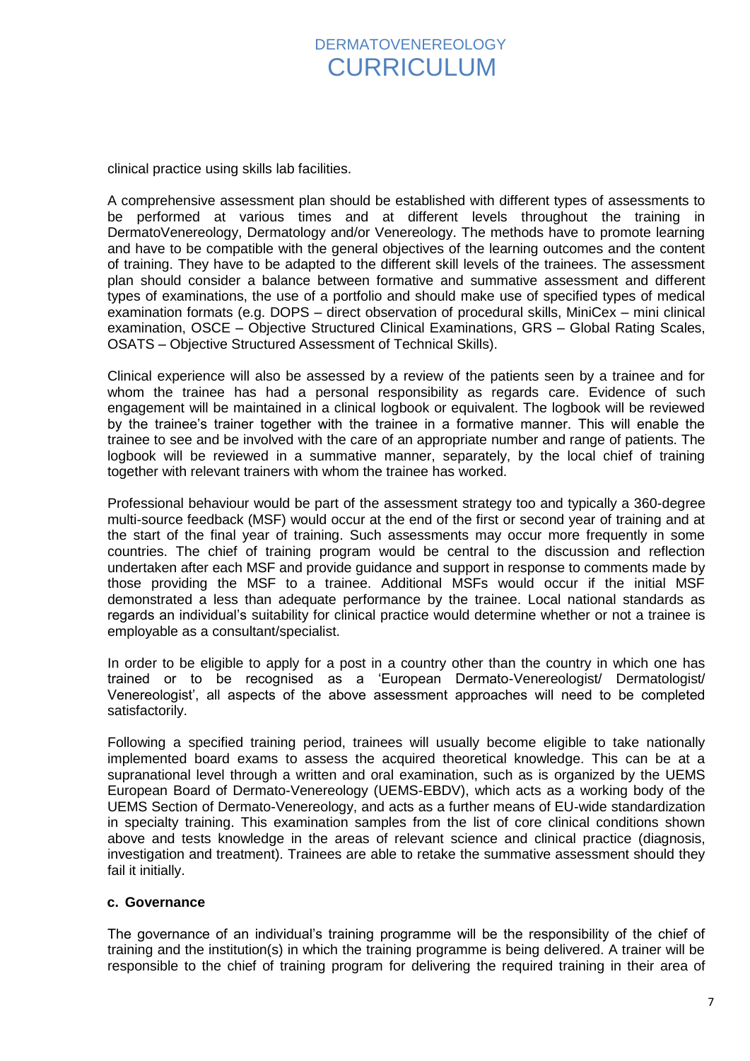clinical practice using skills lab facilities.

A comprehensive assessment plan should be established with different types of assessments to be performed at various times and at different levels throughout the training in DermatoVenereology, Dermatology and/or Venereology. The methods have to promote learning and have to be compatible with the general objectives of the learning outcomes and the content of training. They have to be adapted to the different skill levels of the trainees. The assessment plan should consider a balance between formative and summative assessment and different types of examinations, the use of a portfolio and should make use of specified types of medical examination formats (e.g. DOPS – direct observation of procedural skills, MiniCex – mini clinical examination, OSCE – Objective Structured Clinical Examinations, GRS – Global Rating Scales, OSATS – Objective Structured Assessment of Technical Skills).

Clinical experience will also be assessed by a review of the patients seen by a trainee and for whom the trainee has had a personal responsibility as regards care. Evidence of such engagement will be maintained in a clinical logbook or equivalent. The logbook will be reviewed by the trainee's trainer together with the trainee in a formative manner. This will enable the trainee to see and be involved with the care of an appropriate number and range of patients. The logbook will be reviewed in a summative manner, separately, by the local chief of training together with relevant trainers with whom the trainee has worked.

Professional behaviour would be part of the assessment strategy too and typically a 360-degree multi-source feedback (MSF) would occur at the end of the first or second year of training and at the start of the final year of training. Such assessments may occur more frequently in some countries. The chief of training program would be central to the discussion and reflection undertaken after each MSF and provide guidance and support in response to comments made by those providing the MSF to a trainee. Additional MSFs would occur if the initial MSF demonstrated a less than adequate performance by the trainee. Local national standards as regards an individual's suitability for clinical practice would determine whether or not a trainee is employable as a consultant/specialist.

In order to be eligible to apply for a post in a country other than the country in which one has trained or to be recognised as a 'European Dermato-Venereologist/ Dermatologist/ Venereologist', all aspects of the above assessment approaches will need to be completed satisfactorily.

Following a specified training period, trainees will usually become eligible to take nationally implemented board exams to assess the acquired theoretical knowledge. This can be at a supranational level through a written and oral examination, such as is organized by the UEMS European Board of Dermato-Venereology (UEMS-EBDV), which acts as a working body of the UEMS Section of Dermato-Venereology, and acts as a further means of EU-wide standardization in specialty training. This examination samples from the list of core clinical conditions shown above and tests knowledge in the areas of relevant science and clinical practice (diagnosis, investigation and treatment). Trainees are able to retake the summative assessment should they fail it initially.

### c. Governance

The governance of an individual's training programme will be the responsibility of the chief of training and the institution(s) in which the training programme is being delivered. A trainer will be responsible to the chief of training program for delivering the required training in their area of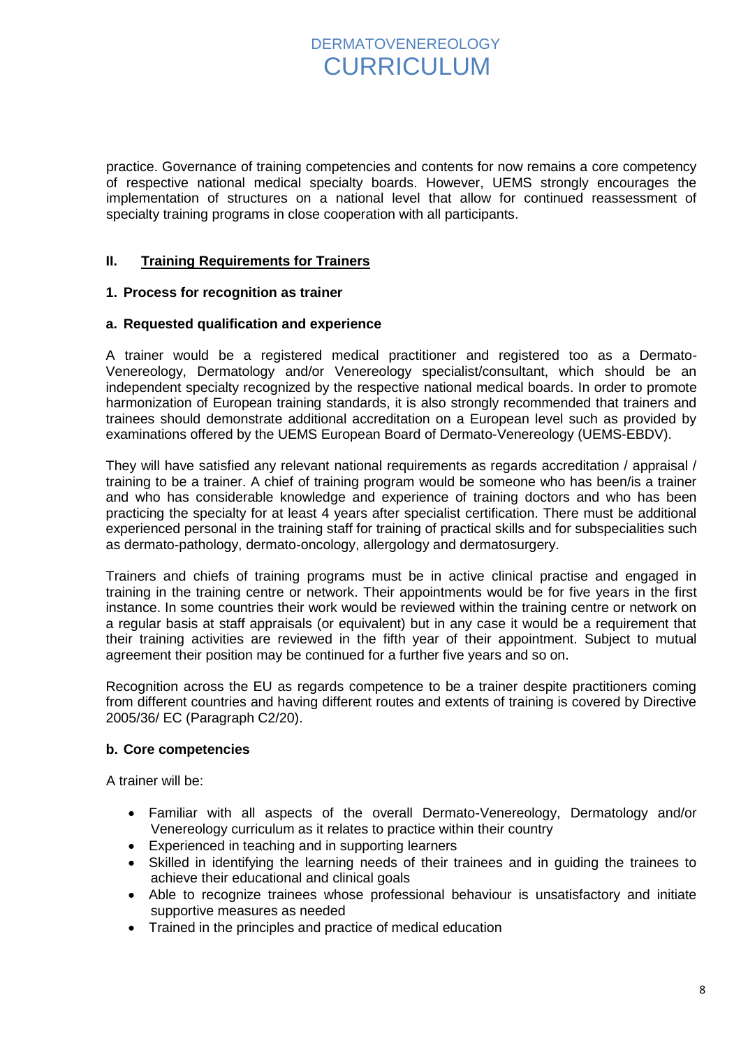practice. Governance of training competencies and contents for now remains a core competency of respective national medical specialty boards. However, UEMS strongly encourages the implementation of structures on a national level that allow for continued reassessment of specialty training programs in close cooperation with all participants.

## II. Training Requirements for Trainers

### 1. Process for recognition as trainer

#### a. Requested qualification and experience

A trainer would be a registered medical practitioner and registered too as a Dermato-Venereology, Dermatology and/or Venereology specialist/consultant, which should be an independent specialty recognized by the respective national medical boards. In order to promote harmonization of European training standards, it is also strongly recommended that trainers and trainees should demonstrate additional accreditation on a European level such as provided by examinations offered by the UEMS European Board of Dermato-Venereology (UEMS-EBDV).

They will have satisfied any relevant national requirements as regards accreditation / appraisal / training to be a trainer. A chief of training program would be someone who has been/is a trainer and who has considerable knowledge and experience of training doctors and who has been practicing the specialty for at least 4 years after specialist certification. There must be additional experienced personal in the training staff for training of practical skills and for subspecialities such as dermato-pathology, dermato-oncology, allergology and dermatosurgery.

Trainers and chiefs of training programs must be in active clinical practise and engaged in training in the training centre or network. Their appointments would be for five years in the first instance. In some countries their work would be reviewed within the training centre or network on a regular basis at staff appraisals (or equivalent) but in any case it would be a requirement that their training activities are reviewed in the fifth year of their appointment. Subject to mutual agreement their position may be continued for a further five years and so on.

Recognition across the EU as regards competence to be a trainer despite practitioners coming from different countries and having different routes and extents of training is covered by Directive 2005/36/ EC (Paragraph C2/20).

#### b. Core competencies

A trainer will be:

- Familiar with all aspects of the overall Dermato-Venereology, Dermatology and/or Venereology curriculum as it relates to practice within their country
- Experienced in teaching and in supporting learners
- Skilled in identifying the learning needs of their trainees and in guiding the trainees to achieve their educational and clinical goals
- Able to recognize trainees whose professional behaviour is unsatisfactory and initiate supportive measures as needed
- Trained in the principles and practice of medical education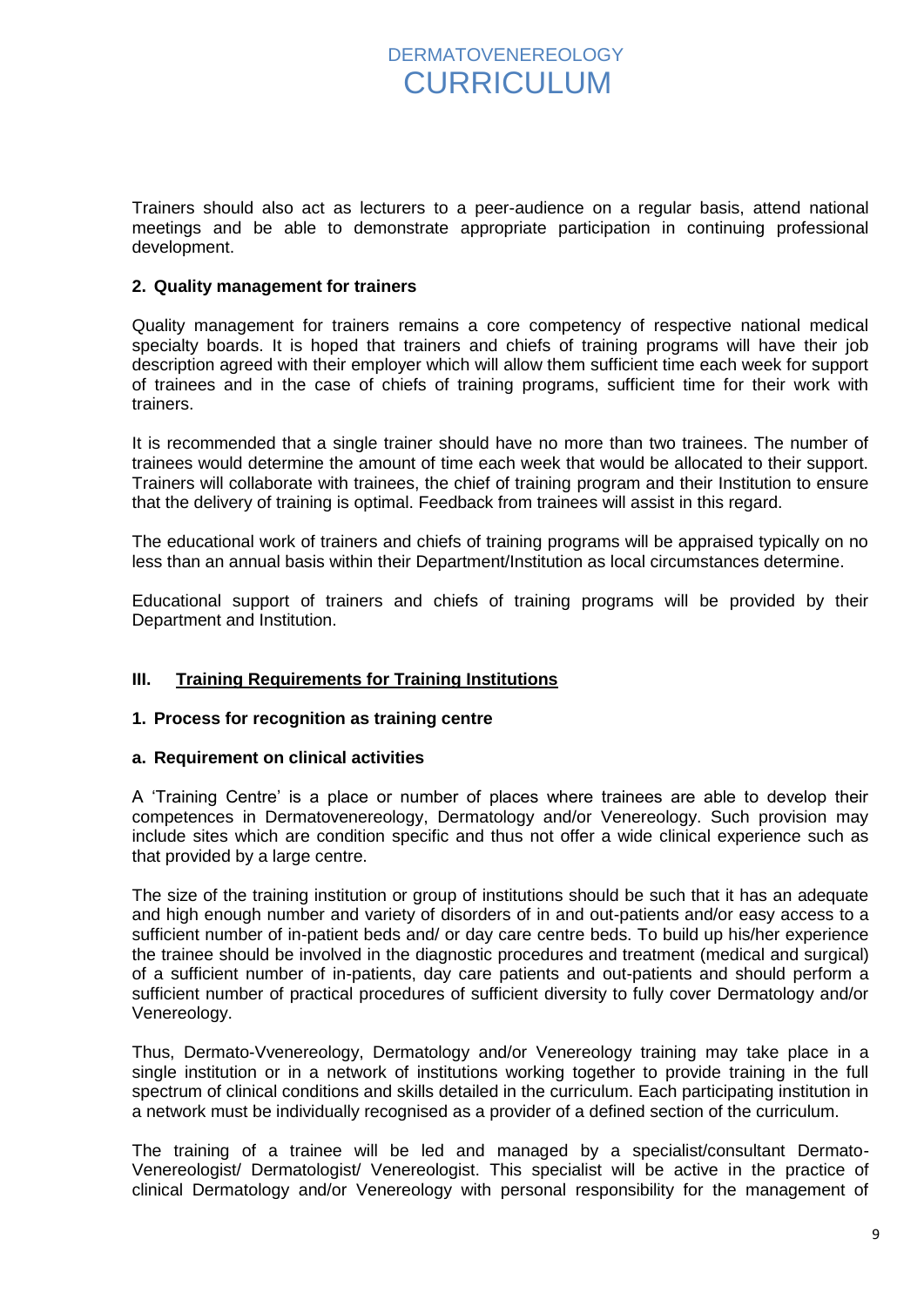Trainers should also act as lecturers to a peer-audience on a regular basis, attend national meetings and be able to demonstrate appropriate participation in continuing professional development.

### 2. Quality management for trainers

Quality management for trainers remains a core competency of respective national medical specialty boards. It is hoped that trainers and chiefs of training programs will have their job description agreed with their employer which will allow them sufficient time each week for support of trainees and in the case of chiefs of training programs, sufficient time for their work with trainers.

It is recommended that a single trainer should have no more than two trainees. The number of trainees would determine the amount of time each week that would be allocated to their support. Trainers will collaborate with trainees, the chief of training program and their Institution to ensure that the delivery of training is optimal. Feedback from trainees will assist in this regard.

The educational work of trainers and chiefs of training programs will be appraised typically on no less than an annual basis within their Department/Institution as local circumstances determine.

Educational support of trainers and chiefs of training programs will be provided by their Department and Institution.

## III. Training Requirements for Training Institutions

### 1. Process for recognition as training centre

#### a. Requirement on clinical activities

A 'Training Centre' is a place or number of places where trainees are able to develop their competences in Dermatovenereology, Dermatology and/or Venereology. Such provision may include sites which are condition specific and thus not offer a wide clinical experience such as that provided by a large centre.

The size of the training institution or group of institutions should be such that it has an adequate and high enough number and variety of disorders of in and out-patients and/or easy access to a sufficient number of in-patient beds and/ or day care centre beds. To build up his/her experience the trainee should be involved in the diagnostic procedures and treatment (medical and surgical) of a sufficient number of in-patients, day care patients and out-patients and should perform a sufficient number of practical procedures of sufficient diversity to fully cover Dermatology and/or Venereology.

Thus, Dermato-Vvenereology, Dermatology and/or Venereology training may take place in a single institution or in a network of institutions working together to provide training in the full spectrum of clinical conditions and skills detailed in the curriculum. Each participating institution in a network must be individually recognised as a provider of a defined section of the curriculum.

The training of a trainee will be led and managed by a specialist/consultant Dermato-Venereologist/ Dermatologist/ Venereologist. This specialist will be active in the practice of clinical Dermatology and/or Venereology with personal responsibility for the management of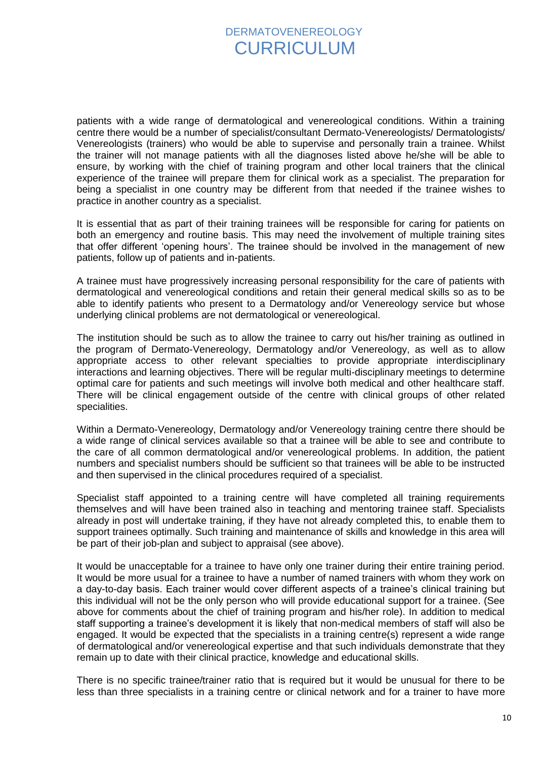patients with a wide range of dermatological and venereological conditions. Within a training centre there would be a number of specialist/consultant Dermato-Venereologists/ Dermatologists/ Venereologists (trainers) who would be able to supervise and personally train a trainee. Whilst the trainer will not manage patients with all the diagnoses listed above he/she will be able to ensure, by working with the chief of training program and other local trainers that the clinical experience of the trainee will prepare them for clinical work as a specialist. The preparation for being a specialist in one country may be different from that needed if the trainee wishes to practice in another country as a specialist.

It is essential that as part of their training trainees will be responsible for caring for patients on both an emergency and routine basis. This may need the involvement of multiple training sites that offer different 'opening hours'. The trainee should be involved in the management of new patients, follow up of patients and in-patients.

A trainee must have progressively increasing personal responsibility for the care of patients with dermatological and venereological conditions and retain their general medical skills so as to be able to identify patients who present to a Dermatology and/or Venereology service but whose underlying clinical problems are not dermatological or venereological.

The institution should be such as to allow the trainee to carry out his/her training as outlined in the program of Dermato-Venereology, Dermatology and/or Venereology, as well as to allow appropriate access to other relevant specialties to provide appropriate interdisciplinary interactions and learning objectives. There will be regular multi-disciplinary meetings to determine optimal care for patients and such meetings will involve both medical and other healthcare staff. There will be clinical engagement outside of the centre with clinical groups of other related specialities.

Within a Dermato-Venereology, Dermatology and/or Venereology training centre there should be a wide range of clinical services available so that a trainee will be able to see and contribute to the care of all common dermatological and/or venereological problems. In addition, the patient numbers and specialist numbers should be sufficient so that trainees will be able to be instructed and then supervised in the clinical procedures required of a specialist.

Specialist staff appointed to a training centre will have completed all training requirements themselves and will have been trained also in teaching and mentoring trainee staff. Specialists already in post will undertake training, if they have not already completed this, to enable them to support trainees optimally. Such training and maintenance of skills and knowledge in this area will be part of their job-plan and subject to appraisal (see above).

It would be unacceptable for a trainee to have only one trainer during their entire training period. It would be more usual for a trainee to have a number of named trainers with whom they work on a day-to-day basis. Each trainer would cover different aspects of a trainee's clinical training but this individual will not be the only person who will provide educational support for a trainee. (See above for comments about the chief of training program and his/her role). In addition to medical staff supporting a trainee's development it is likely that non-medical members of staff will also be engaged. It would be expected that the specialists in a training centre(s) represent a wide range of dermatological and/or venereological expertise and that such individuals demonstrate that they remain up to date with their clinical practice, knowledge and educational skills.

There is no specific trainee/trainer ratio that is required but it would be unusual for there to be less than three specialists in a training centre or clinical network and for a trainer to have more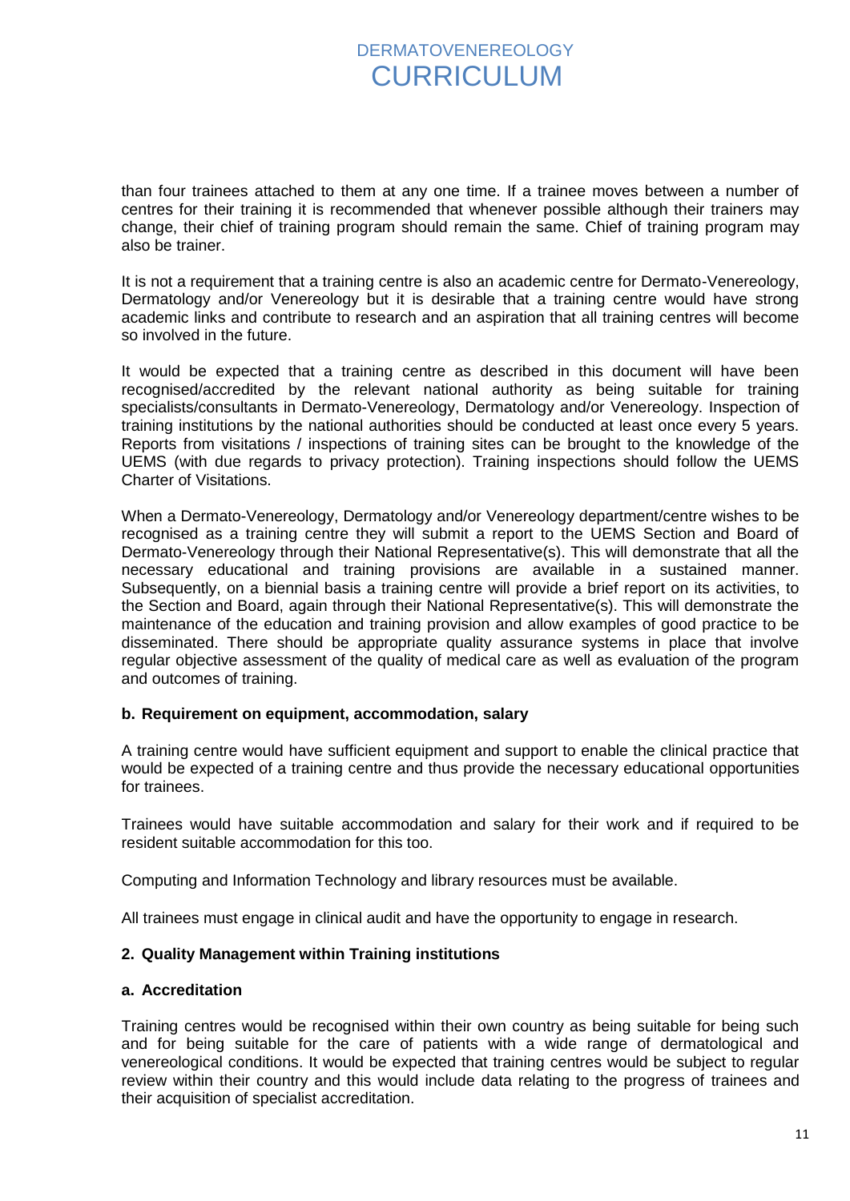than four trainees attached to them at any one time. If a trainee moves between a number of centres for their training it is recommended that whenever possible although their trainers may change, their chief of training program should remain the same. Chief of training program may also be trainer.

It is not a requirement that a training centre is also an academic centre for Dermato-Venereology, Dermatology and/or Venereology but it is desirable that a training centre would have strong academic links and contribute to research and an aspiration that all training centres will become so involved in the future.

It would be expected that a training centre as described in this document will have been recognised/accredited by the relevant national authority as being suitable for training specialists/consultants in Dermato-Venereology, Dermatology and/or Venereology. Inspection of training institutions by the national authorities should be conducted at least once every 5 years. Reports from visitations / inspections of training sites can be brought to the knowledge of the UEMS (with due regards to privacy protection). Training inspections should follow the UEMS Charter of Visitations.

When a Dermato-Venereology, Dermatology and/or Venereology department/centre wishes to be recognised as a training centre they will submit a report to the UEMS Section and Board of Dermato-Venereology through their National Representative(s). This will demonstrate that all the necessary educational and training provisions are available in a sustained manner. Subsequently, on a biennial basis a training centre will provide a brief report on its activities, to the Section and Board, again through their National Representative(s). This will demonstrate the maintenance of the education and training provision and allow examples of good practice to be disseminated. There should be appropriate quality assurance systems in place that involve regular objective assessment of the quality of medical care as well as evaluation of the program and outcomes of training.

#### b. Requirement on equipment, accommodation, salary

A training centre would have sufficient equipment and support to enable the clinical practice that would be expected of a training centre and thus provide the necessary educational opportunities for trainees.

Trainees would have suitable accommodation and salary for their work and if required to be resident suitable accommodation for this too.

Computing and Information Technology and library resources must be available.

All trainees must engage in clinical audit and have the opportunity to engage in research.

### 2. Quality Management within Training institutions

#### a. Accreditation

Training centres would be recognised within their own country as being suitable for being such and for being suitable for the care of patients with a wide range of dermatological and venereological conditions. It would be expected that training centres would be subject to regular review within their country and this would include data relating to the progress of trainees and their acquisition of specialist accreditation.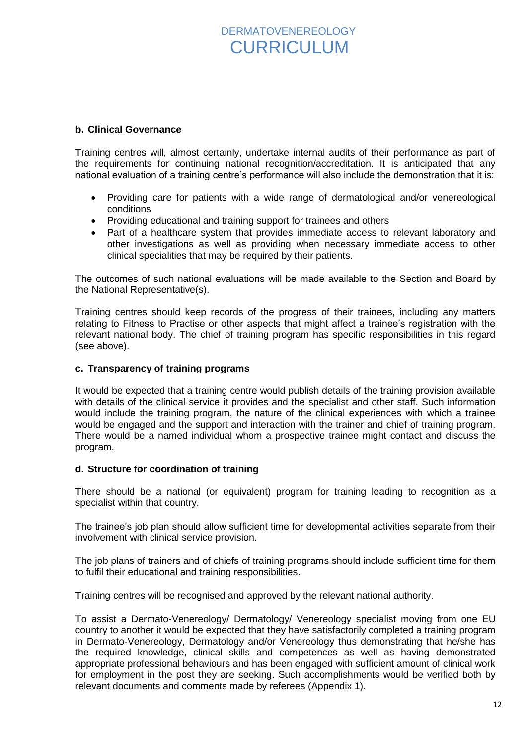### b. Clinical Governance

Training centres will, almost certainly, undertake internal audits of their performance as part of the requirements for continuing national recognition/accreditation. It is anticipated that any national evaluation of a training centre's performance will also include the demonstration that it is:

- Providing care for patients with a wide range of dermatological and/or venereological conditions
- Providing educational and training support for trainees and others
- Part of a healthcare system that provides immediate access to relevant laboratory and other investigations as well as providing when necessary immediate access to other clinical specialities that may be required by their patients.

The outcomes of such national evaluations will be made available to the Section and Board by the National Representative(s).

Training centres should keep records of the progress of their trainees, including any matters relating to Fitness to Practise or other aspects that might affect a trainee's registration with the relevant national body. The chief of training program has specific responsibilities in this regard (see above).

### c. Transparency of training programs

It would be expected that a training centre would publish details of the training provision available with details of the clinical service it provides and the specialist and other staff. Such information would include the training program, the nature of the clinical experiences with which a trainee would be engaged and the support and interaction with the trainer and chief of training program. There would be a named individual whom a prospective trainee might contact and discuss the program.

### d. Structure for coordination of training

There should be a national (or equivalent) program for training leading to recognition as a specialist within that country.

The trainee's job plan should allow sufficient time for developmental activities separate from their involvement with clinical service provision.

The job plans of trainers and of chiefs of training programs should include sufficient time for them to fulfil their educational and training responsibilities.

Training centres will be recognised and approved by the relevant national authority.

To assist a Dermato-Venereology/ Dermatology/ Venereology specialist moving from one EU country to another it would be expected that they have satisfactorily completed a training program in Dermato-Venereology, Dermatology and/or Venereology thus demonstrating that he/she has the required knowledge, clinical skills and competences as well as having demonstrated appropriate professional behaviours and has been engaged with sufficient amount of clinical work for employment in the post they are seeking. Such accomplishments would be verified both by relevant documents and comments made by referees (Appendix 1).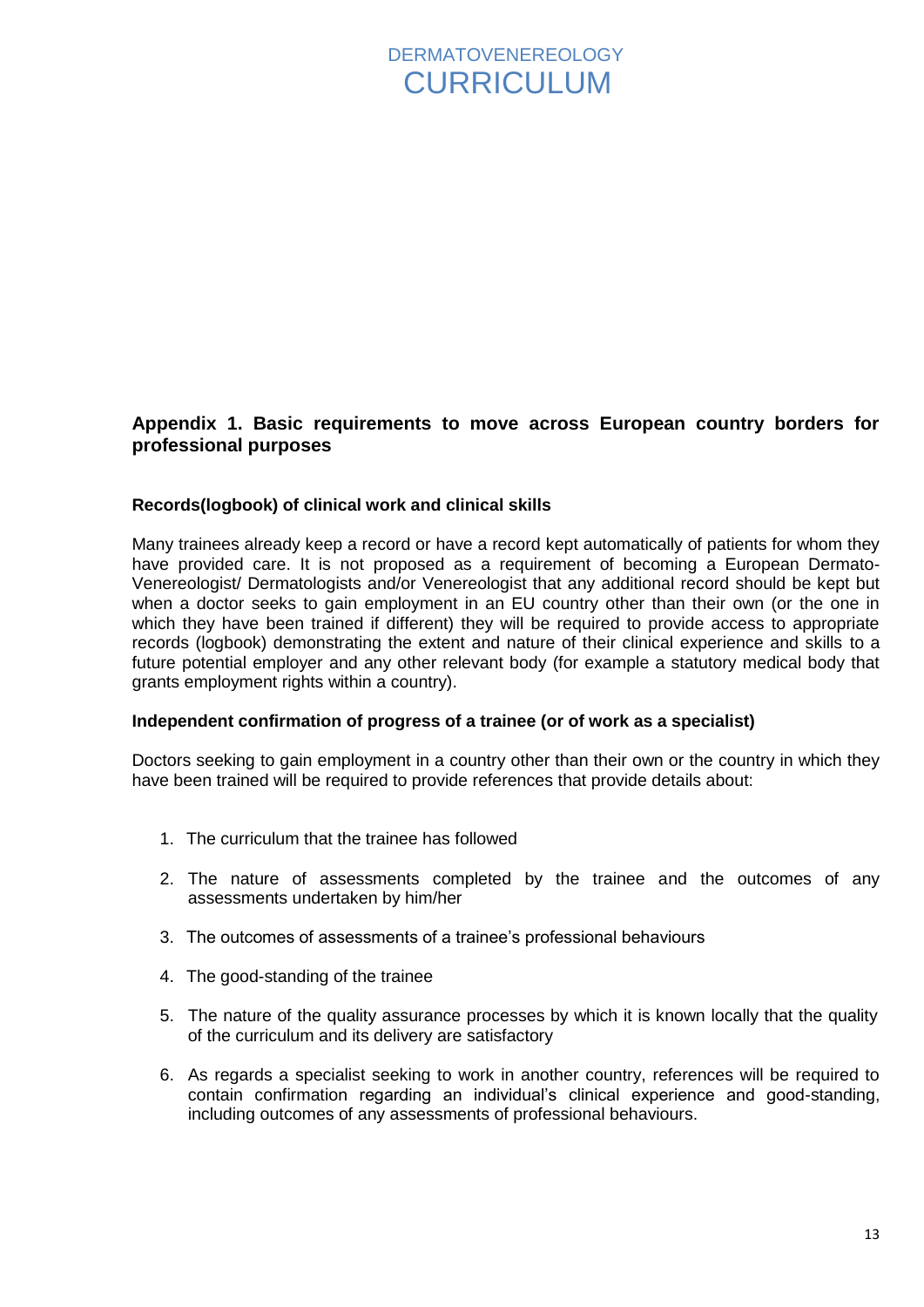## Appendix 1. Basic requirements to move across European country borders for professional purposes

### Records(logbook) of clinical work and clinical skills

Many trainees already keep a record or have a record kept automatically of patients for whom they have provided care. It is not proposed as a requirement of becoming a European Dermato-Venereologist/ Dermatologists and/or Venereologist that any additional record should be kept but when a doctor seeks to gain employment in an EU country other than their own (or the one in which they have been trained if different) they will be required to provide access to appropriate records (logbook) demonstrating the extent and nature of their clinical experience and skills to a future potential employer and any other relevant body (for example a statutory medical body that grants employment rights within a country).

### Independent confirmation of progress of a trainee (or of work as a specialist)

Doctors seeking to gain employment in a country other than their own or the country in which they have been trained will be required to provide references that provide details about:

1. The curriculum that the trainee has followed
2. The nature of assessments completed by the trainee and the outcomes of any assessments undertaken by him/her
3. The outcomes of assessments of a trainee's professional behaviours
4. The good-standing of the trainee
5. The nature of the quality assurance processes by which it is known locally that the quality of the curriculum and its delivery are satisfactory
6. As regards a specialist seeking to work in another country, references will be required to contain confirmation regarding an individual's clinical experience and good-standing, including outcomes of any assessments of professional behaviours.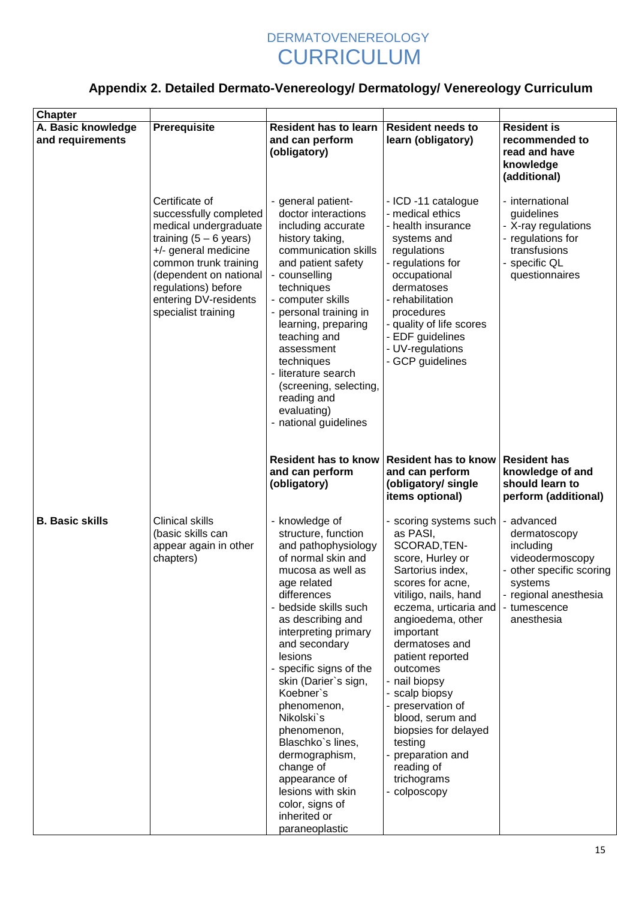# DERMATOVENEREOLOGY CURRICULUM

## Appendix 2. Detailed Dermato-Venereology/ Dermatology/ Venereology Curriculum

| Chapter | | | | |
|---|---|---|---|---|
| **A. Basic knowledge and requirements** | **Prerequisite** | **Resident has to learn and can perform (obligatory)** | **Resident needs to learn (obligatory)** | **Resident is recommended to read and have knowledge (additional)** |
| | Certificate of successfully completed medical undergraduate training (5 – 6 years) +/- general medicine common trunk training (dependent on national regulations) before entering DV-residents specialist training | - general patient-doctor interactions including accurate history taking, communication skills and patient safety<br>- counselling techniques<br>- computer skills<br>- personal training in learning, preparing teaching and assessment techniques<br>- literature search (screening, selecting, reading and evaluating)<br>- national guidelines | - ICD -11 catalogue<br>- medical ethics<br>- health insurance systems and regulations<br>- regulations for occupational dermatoses<br>- rehabilitation procedures<br>- quality of life scores<br>- EDF guidelines<br>- UV-regulations<br>- GCP guidelines | - international guidelines<br>- X-ray regulations<br>- regulations for transfusions<br>- specific QL questionnaires |
| | | **Resident has to know and can perform (obligatory)** | **Resident has to know and can perform (obligatory/ single items optional)** | **Resident has knowledge of and should learn to perform (additional)** |
| **B. Basic skills** | Clinical skills (basic skills can appear again in other chapters) | - knowledge of structure, function and pathophysiology of normal skin and mucosa as well as age related differences<br>- bedside skills such as describing and interpreting primary and secondary lesions<br>- specific signs of the skin (Darier`s sign, Koebner`s phenomenon, Nikolski`s phenomenon, Blaschko`s lines, dermographism, change of appearance of lesions with skin color, signs of inherited or paraneoplastic | - scoring systems such as PASI, SCORAD,TEN-score, Hurley or Sartorius index, scores for acne, vitiligo, nails, hand eczema, urticaria and angioedema, other important dermatoses and patient reported outcomes<br>- nail biopsy<br>- scalp biopsy<br>- preservation of blood, serum and biopsies for delayed testing<br>- preparation and reading of trichograms<br>- colposcopy | - advanced dermatoscopy including videodermoscopy<br>- other specific scoring systems<br>- regional anesthesia<br>- tumescence anesthesia |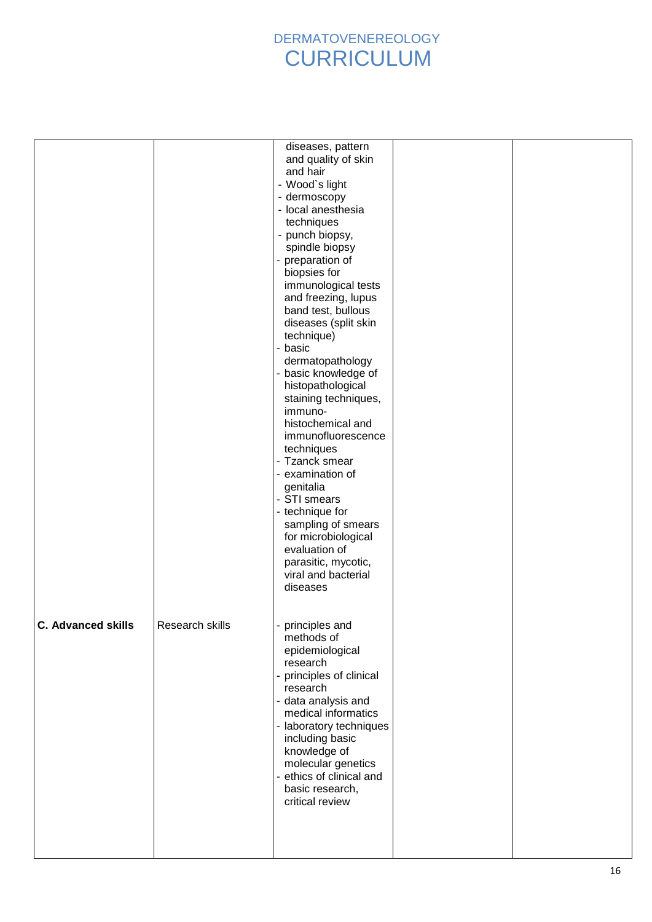| | | | | |
|---|---|---|---|---|
| | | diseases, pattern and quality of skin and hair<br>- Wood`s light<br>- dermoscopy<br>- local anesthesia techniques<br>- punch biopsy, spindle biopsy<br>- preparation of biopsies for immunological tests and freezing, lupus band test, bullous diseases (split skin technique)<br>- basic dermatopathology<br>- basic knowledge of histopathological staining techniques, immuno-histochemical and immunofluorescence techniques<br>- Tzanck smear<br>- examination of genitalia<br>- STI smears<br>- technique for sampling of smears for microbiological evaluation of parasitic, mycotic, viral and bacterial diseases | | |
| **C. Advanced skills** | Research skills | - principles and methods of epidemiological research<br>- principles of clinical research<br>- data analysis and medical informatics<br>- laboratory techniques including basic knowledge of molecular genetics<br>- ethics of clinical and basic research, critical review | | |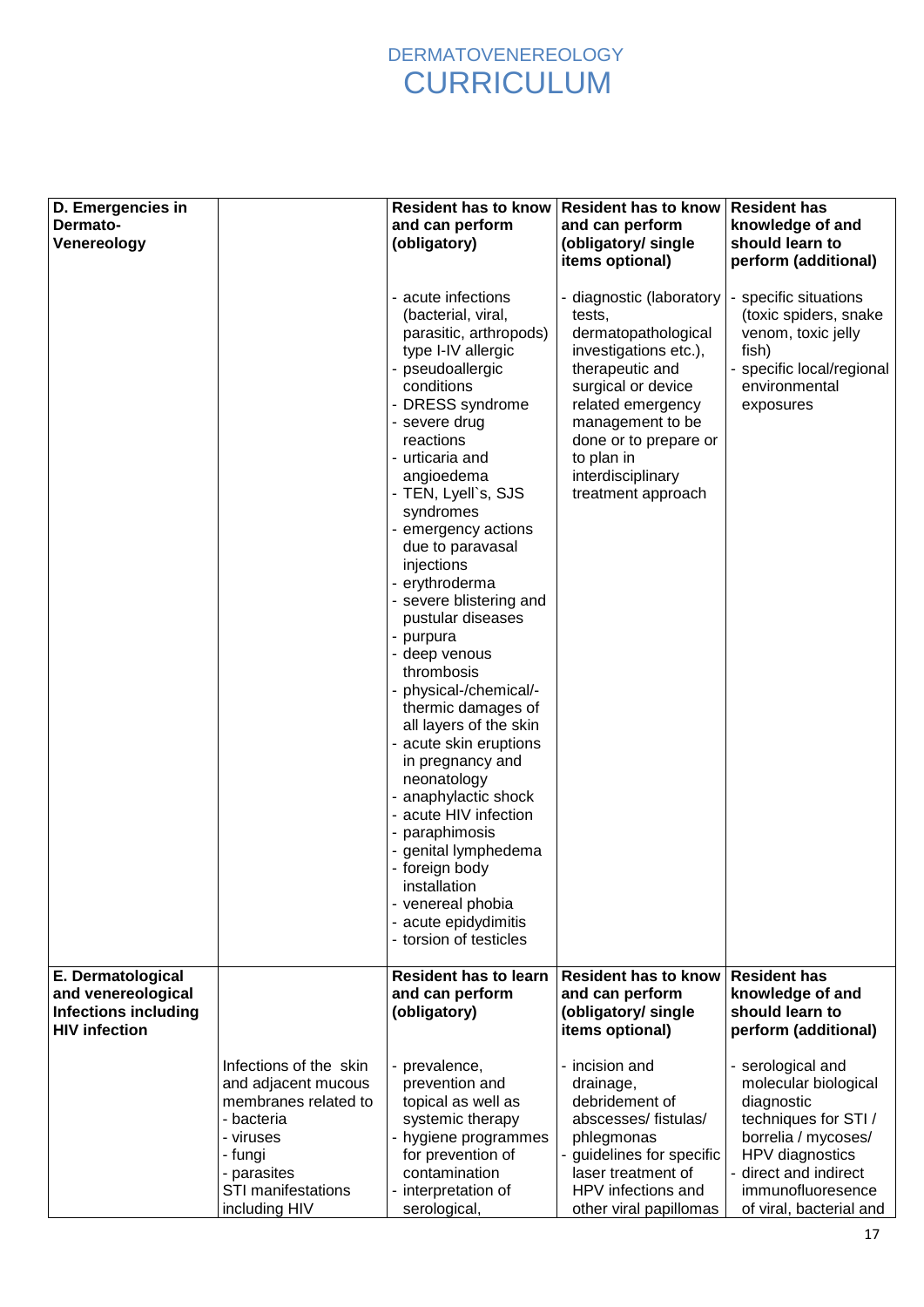| D. Emergencies in Dermato-Venereology | | **Resident has to know and can perform (obligatory)** | **Resident has to know and can perform (obligatory/ single items optional)** | **Resident has knowledge of and should learn to perform (additional)** |
|---|---|---|---|---|
| | | - acute infections (bacterial, viral, parasitic, arthropods) type I-IV allergic<br>- pseudoallergic conditions<br>- DRESS syndrome<br>- severe drug reactions<br>- urticaria and angioedema<br>- TEN, Lyell`s, SJS syndromes<br>- emergency actions due to paravasal injections<br>- erythroderma<br>- severe blistering and pustular diseases<br>- purpura<br>- deep venous thrombosis<br>- physical-/chemical/-thermic damages of all layers of the skin<br>- acute skin eruptions in pregnancy and neonatology<br>- anaphylactic shock<br>- acute HIV infection<br>- paraphimosis<br>- genital lymphedema<br>- foreign body installation<br>- venereal phobia<br>- acute epidydimitis<br>- torsion of testicles | - diagnostic (laboratory tests, dermatopathological investigations etc.), therapeutic and surgical or device related emergency management to be done or to prepare or to plan in interdisciplinary treatment approach | - specific situations (toxic spiders, snake venom, toxic jelly fish)<br>- specific local/regional environmental exposures |
| **E. Dermatological and venereological Infections including HIV infection** | | **Resident has to learn and can perform (obligatory)** | **Resident has to know and can perform (obligatory/ single items optional)** | **Resident has knowledge of and should learn to perform (additional)** |
| | Infections of the skin and adjacent mucous membranes related to<br>- bacteria<br>- viruses<br>- fungi<br>- parasites<br>STI manifestations including HIV | - prevalence, prevention and topical as well as systemic therapy<br>- hygiene programmes for prevention of contamination<br>- interpretation of serological, | - incision and drainage, debridement of abscesses/ fistulas/ phlegmonas<br>- guidelines for specific laser treatment of HPV infections and other viral papillomas | - serological and molecular biological diagnostic techniques for STI / borrelia / mycoses/ HPV diagnostics<br>- direct and indirect immunofluoresence of viral, bacterial and |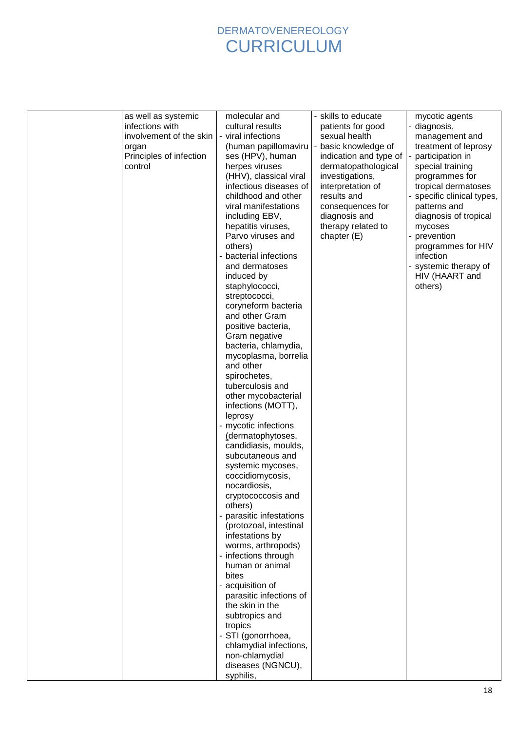| | | | | |
|---|---|---|---|---|
| | as well as systemic infections with involvement of the skin organ<br>Principles of infection control | molecular and cultural results<br>- viral infections (human papillomaviruses (HPV), human herpes viruses (HHV), classical viral infectious diseases of childhood and other viral manifestations including EBV, hepatitis viruses, Parvo viruses and others)<br>- bacterial infections and dermatoses induced by staphylococci, streptococci, coryneform bacteria and other Gram positive bacteria, Gram negative bacteria, chlamydia, mycoplasma, borrelia and other spirochetes, tuberculosis and other mycobacterial infections (MOTT), leprosy<br>- mycotic infections (dermatophytoses, candidiasis, moulds, subcutaneous and systemic mycoses, coccidiomycosis, nocardiosis, cryptococcosis and others)<br>- parasitic infestations (protozoal, intestinal infestations by worms, arthropods)<br>- infections through human or animal bites<br>- acquisition of parasitic infections of the skin in the subtropics and tropics<br>- STI (gonorrhoea, chlamydial infections, non-chlamydial diseases (NGNCU), syphilis, | - skills to educate patients for good sexual health<br>- basic knowledge of indication and type of dermatopathological investigations, interpretation of results and consequences for diagnosis and therapy related to chapter (E) | mycotic agents<br>- diagnosis, management and treatment of leprosy<br>- participation in special training programmes for tropical dermatoses<br>- specific clinical types, patterns and diagnosis of tropical mycoses<br>- prevention programmes for HIV infection<br>- systemic therapy of HIV (HAART and others) |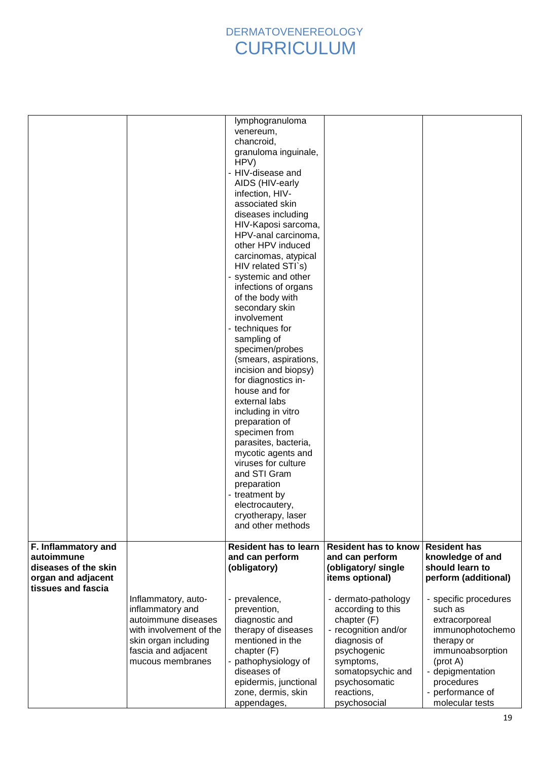| | | lymphogranuloma venereum, chancroid, granuloma inguinale, HPV)<br>- HIV-disease and AIDS (HIV-early infection, HIV-associated skin diseases including HIV-Kaposi sarcoma, HPV-anal carcinoma, other HPV induced carcinomas, atypical HIV related STI`s)<br>- systemic and other infections of organs of the body with secondary skin involvement<br>- techniques for sampling of specimen/probes (smears, aspirations, incision and biopsy) for diagnostics in-house and for external labs including in vitro preparation of specimen from parasites, bacteria, mycotic agents and viruses for culture and STI Gram preparation<br>- treatment by electrocautery, cryotherapy, laser and other methods | | |
|---|---|---|---|---|
| **F. Inflammatory and autoimmune diseases of the skin organ and adjacent tissues and fascia** | | **Resident has to learn and can perform (obligatory)** | **Resident has to know and can perform (obligatory/ single items optional)** | **Resident has knowledge of and should learn to perform (additional)** |
| | Inflammatory, auto-inflammatory and autoimmune diseases with involvement of the skin organ including fascia and adjacent mucous membranes | - prevalence, prevention, diagnostic and therapy of diseases mentioned in the chapter (F)<br>- pathophysiology of diseases of epidermis, junctional zone, dermis, skin appendages, | - dermato-pathology according to this chapter (F)<br>- recognition and/or diagnosis of psychogenic symptoms, somatopsychic and psychosomatic reactions, psychosocial | - specific procedures such as extracorporeal immunophotochemo therapy or immunoabsorption (prot A)<br>- depigmentation procedures<br>- performance of molecular tests |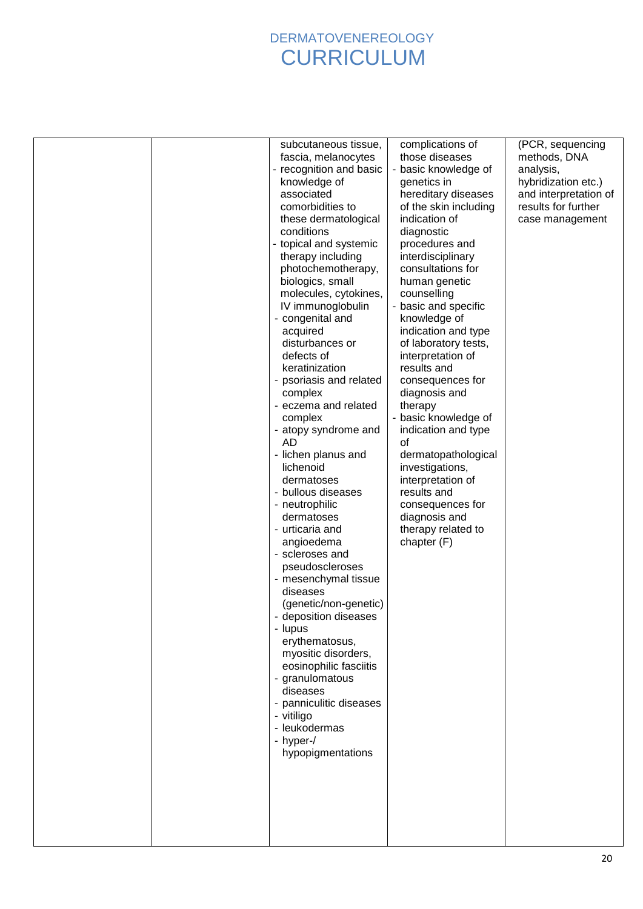|  |  | subcutaneous tissue, fascia, melanocytes<br>- recognition and basic knowledge of associated comorbidities to these dermatological conditions<br>- topical and systemic therapy including photochemotherapy, biologics, small molecules, cytokines, IV immunoglobulin<br>- congenital and acquired disturbances or defects of keratinization<br>- psoriasis and related complex<br>- eczema and related complex<br>- atopy syndrome and AD<br>- lichen planus and lichenoid dermatoses<br>- bullous diseases<br>- neutrophilic dermatoses<br>- urticaria and angioedema<br>- scleroses and pseudoscleroses<br>- mesenchymal tissue diseases (genetic/non-genetic)<br>- deposition diseases<br>- lupus erythematosus, myositic disorders, eosinophilic fasciitis<br>- granulomatous diseases<br>- panniculitic diseases<br>- vitiligo<br>- leukodermas<br>- hyper-/ hypopigmentations | complications of those diseases<br>- basic knowledge of genetics in hereditary diseases of the skin including indication of diagnostic procedures and interdisciplinary consultations for human genetic counselling<br>- basic and specific knowledge of indication and type of laboratory tests, interpretation of results and consequences for diagnosis and therapy<br>- basic knowledge of indication and type of dermatopathological investigations, interpretation of results and consequences for diagnosis and therapy related to chapter (F) | (PCR, sequencing methods, DNA analysis, hybridization etc.) and interpretation of results for further case management |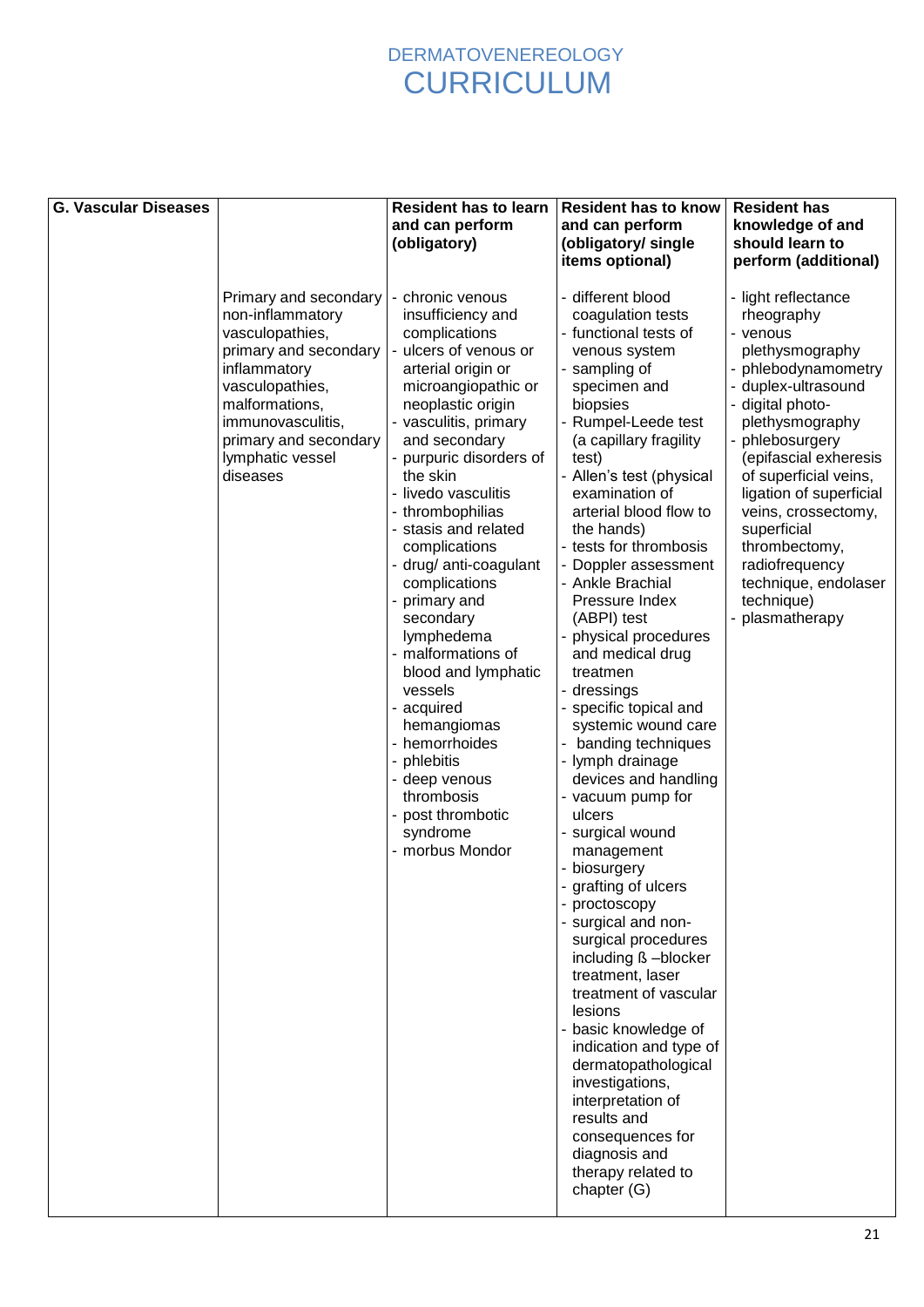| G. Vascular Diseases | | Resident has to learn and can perform (obligatory) | Resident has to know and can perform (obligatory/ single items optional) | Resident has knowledge of and should learn to perform (additional) |
|---|---|---|---|---|
| | Primary and secondary non-inflammatory vasculopathies, primary and secondary inflammatory vasculopathies, malformations, immunovasculitis, primary and secondary lymphatic vessel diseases | - chronic venous insufficiency and complications<br>- ulcers of venous or arterial origin or microangiopathic or neoplastic origin<br>- vasculitis, primary and secondary<br>- purpuric disorders of the skin<br>- livedo vasculitis<br>- thrombophilias<br>- stasis and related complications<br>- drug/ anti-coagulant complications<br>- primary and secondary lymphedema<br>- malformations of blood and lymphatic vessels<br>- acquired hemangiomas<br>- hemorrhoides<br>- phlebitis<br>- deep venous thrombosis<br>- post thrombotic syndrome<br>- morbus Mondor | - different blood coagulation tests<br>- functional tests of venous system<br>- sampling of specimen and biopsies<br>- Rumpel-Leede test (a capillary fragility test)<br>- Allen's test (physical examination of arterial blood flow to the hands)<br>- tests for thrombosis<br>- Doppler assessment<br>- Ankle Brachial Pressure Index (ABPI) test<br>- physical procedures and medical drug treatmen<br>- dressings<br>- specific topical and systemic wound care<br>- banding techniques<br>- lymph drainage devices and handling<br>- vacuum pump for ulcers<br>- surgical wound management<br>- biosurgery<br>- grafting of ulcers<br>- proctoscopy<br>- surgical and non-surgical procedures including ß –blocker treatment, laser treatment of vascular lesions<br>- basic knowledge of indication and type of dermatopathological investigations, interpretation of results and consequences for diagnosis and therapy related to chapter (G) | - light reflectance rheography<br>- venous plethysmography<br>- phlebodynamometry<br>- duplex-ultrasound<br>- digital photo-plethysmography<br>- phlebosurgery (epifascial exheresis of superficial veins, ligation of superficial veins, crossectomy, superficial thrombectomy, radiofrequency technique, endolaser technique)<br>- plasmatherapy |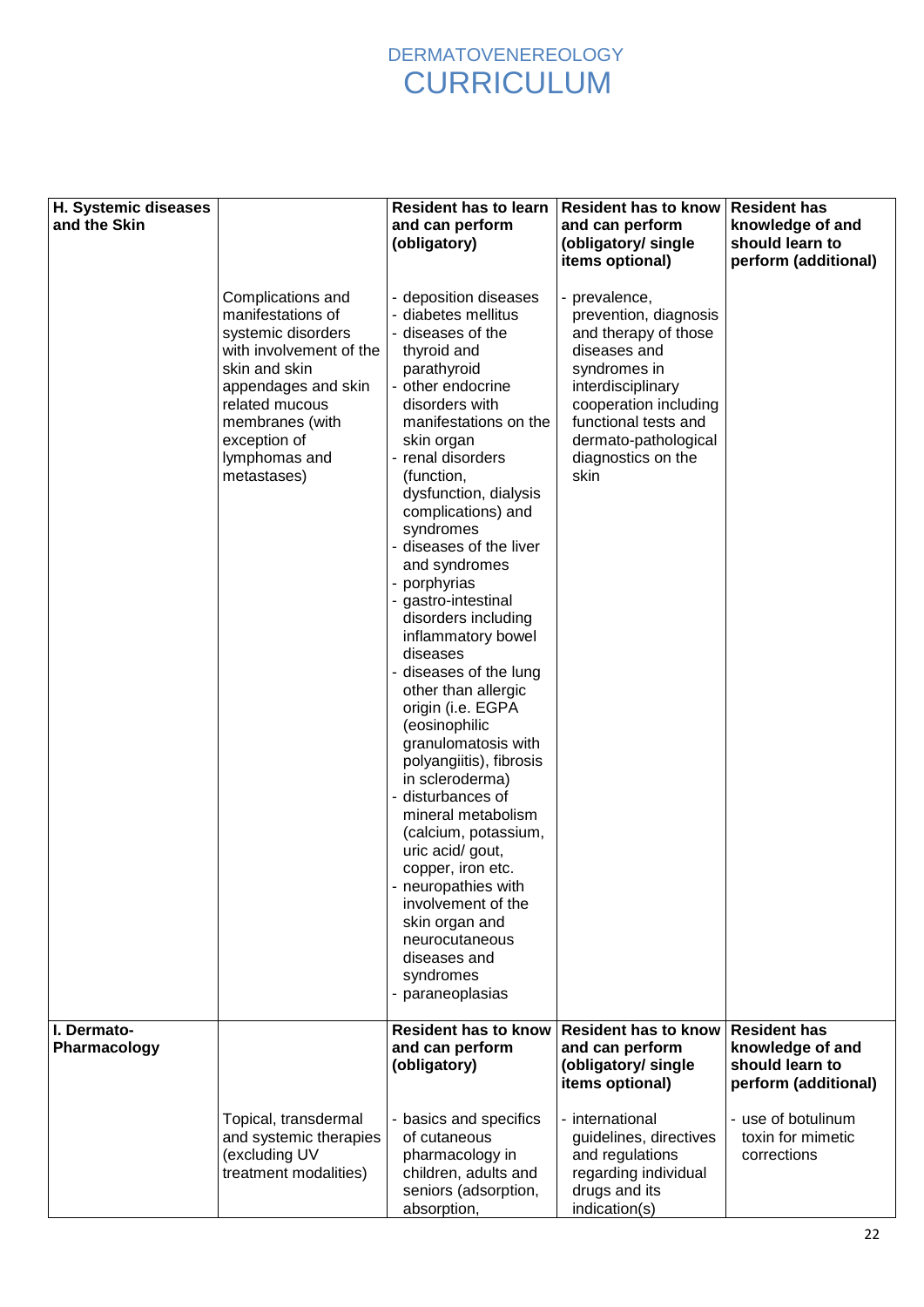# DERMATOVENEREOLOGY CURRICULUM

| H. Systemic diseases and the Skin | | Resident has to learn and can perform (obligatory) | Resident has to know and can perform (obligatory/ single items optional) | Resident has knowledge of and should learn to perform (additional) |
|---|---|---|---|---|
| | Complications and manifestations of systemic disorders with involvement of the skin and skin appendages and skin related mucous membranes (with exception of lymphomas and metastases) | - deposition diseases<br>- diabetes mellitus<br>- diseases of the thyroid and parathyroid<br>- other endocrine disorders with manifestations on the skin organ<br>- renal disorders (function, dysfunction, dialysis complications) and syndromes<br>- diseases of the liver and syndromes<br>- porphyrias<br>- gastro-intestinal disorders including inflammatory bowel diseases<br>- diseases of the lung other than allergic origin (i.e. EGPA (eosinophilic granulomatosis with polyangiitis), fibrosis in scleroderma)<br>- disturbances of mineral metabolism (calcium, potassium, uric acid/ gout, copper, iron etc.<br>- neuropathies with involvement of the skin organ and neurocutaneous diseases and syndromes<br>- paraneoplasias | - prevalence, prevention, diagnosis and therapy of those diseases and syndromes in interdisciplinary cooperation including functional tests and dermato-pathological diagnostics on the skin | |
| **I. Dermato-Pharmacology** | | **Resident has to know and can perform (obligatory)** | **Resident has to know and can perform (obligatory/ single items optional)** | **Resident has knowledge of and should learn to perform (additional)** |
| | Topical, transdermal and systemic therapies (excluding UV treatment modalities) | - basics and specifics of cutaneous pharmacology in children, adults and seniors (adsorption, absorption, | - international guidelines, directives and regulations regarding individual drugs and its indication(s) | - use of botulinum toxin for mimetic corrections |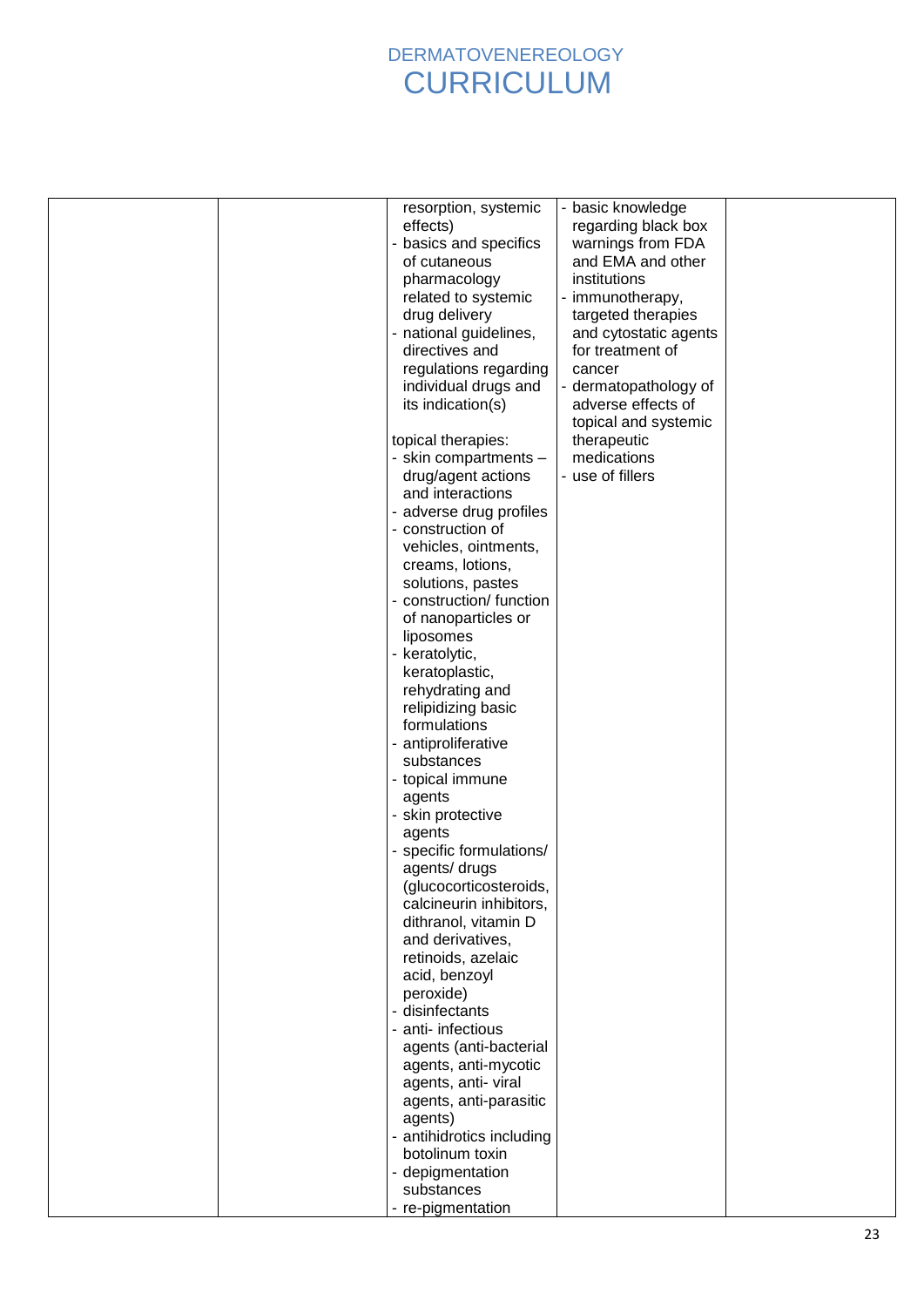| | | | | |
|---|---|---|---|---|
| | | resorption, systemic effects)<br>- basics and specifics of cutaneous pharmacology related to systemic drug delivery<br>- national guidelines, directives and regulations regarding individual drugs and its indication(s)<br><br>topical therapies:<br>- skin compartments – drug/agent actions and interactions<br>- adverse drug profiles<br>- construction of vehicles, ointments, creams, lotions, solutions, pastes<br>- construction/ function of nanoparticles or liposomes<br>- keratolytic, keratoplastic, rehydrating and relipidizing basic formulations<br>- antiproliferative substances<br>- topical immune agents<br>- skin protective agents<br>- specific formulations/ agents/ drugs (glucocorticosteroids, calcineurin inhibitors, dithranol, vitamin D and derivatives, retinoids, azelaic acid, benzoyl peroxide)<br>- disinfectants<br>- anti- infectious agents (anti-bacterial agents, anti-mycotic agents, anti- viral agents, anti-parasitic agents)<br>- antihidrotics including botolinum toxin<br>- depigmentation substances<br>- re-pigmentation | - basic knowledge regarding black box warnings from FDA and EMA and other institutions<br>- immunotherapy, targeted therapies and cytostatic agents for treatment of cancer<br>- dermatopathology of adverse effects of topical and systemic therapeutic medications<br>- use of fillers | |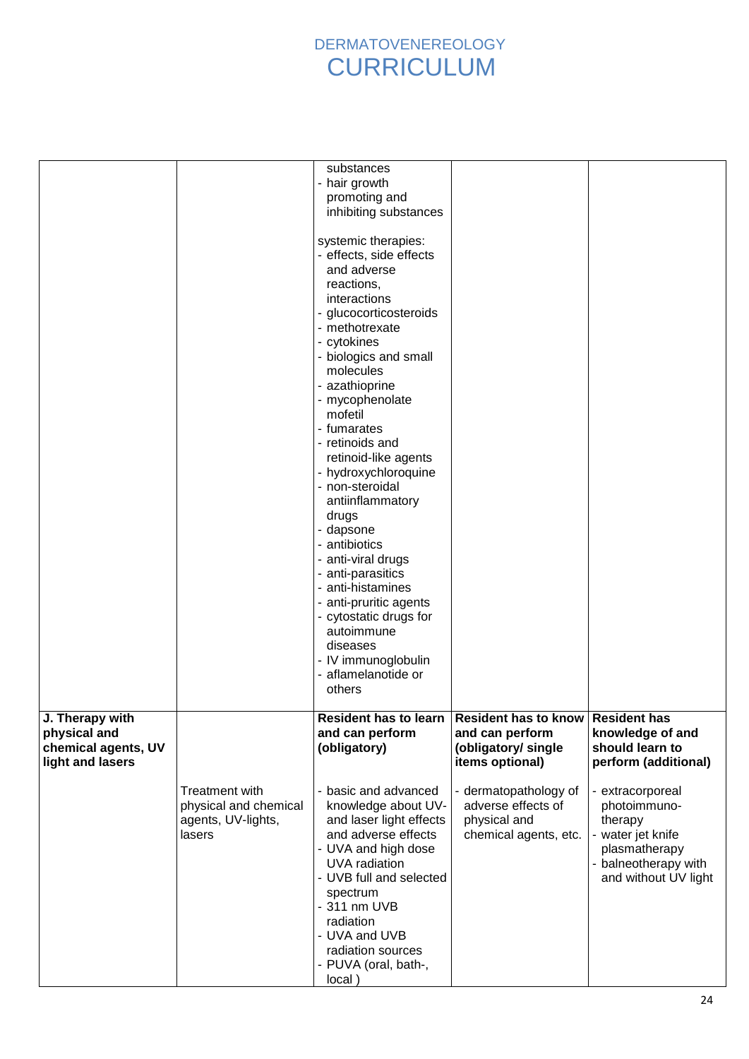| | | | | |
|---|---|---|---|---|
| | | substances<br>- hair growth promoting and inhibiting substances<br><br>systemic therapies:<br>- effects, side effects and adverse reactions, interactions<br>- glucocorticosteroids<br>- methotrexate<br>- cytokines<br>- biologics and small molecules<br>- azathioprine<br>- mycophenolate mofetil<br>- fumarates<br>- retinoids and retinoid-like agents<br>- hydroxychloroquine<br>- non-steroidal antiinflammatory drugs<br>- dapsone<br>- antibiotics<br>- anti-viral drugs<br>- anti-parasitics<br>- anti-histamines<br>- anti-pruritic agents<br>- cytostatic drugs for autoimmune diseases<br>- IV immunoglobulin<br>- aflamelanotide or others | | |
| **J. Therapy with physical and chemical agents, UV light and lasers** | | **Resident has to learn and can perform (obligatory)** | **Resident has to know and can perform (obligatory/ single items optional)** | **Resident has knowledge of and should learn to perform (additional)** |
| | Treatment with physical and chemical agents, UV-lights, lasers | - basic and advanced knowledge about UV- and laser light effects and adverse effects<br>- UVA and high dose UVA radiation<br>- UVB full and selected spectrum<br>- 311 nm UVB radiation<br>- UVA and UVB radiation sources<br>- PUVA (oral, bath-, local ) | - dermatopathology of adverse effects of physical and chemical agents, etc. | - extracorporeal photoimmuno-therapy<br>- water jet knife plasmatherapy<br>- balneotherapy with and without UV light |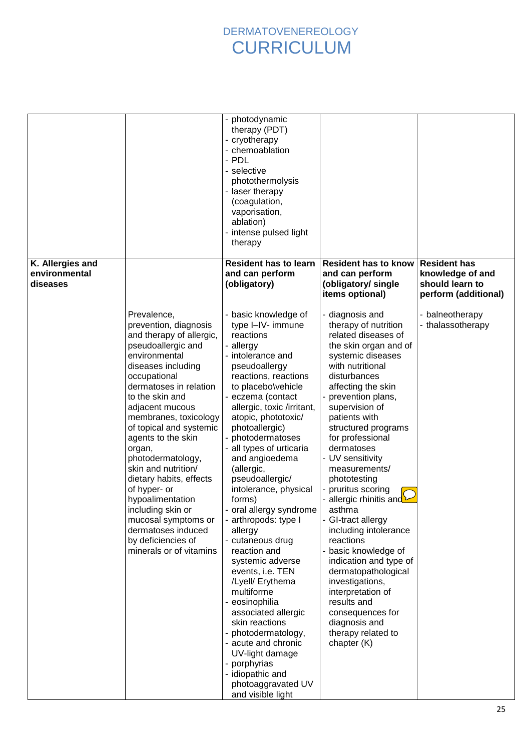| | | | | |
|---|---|---|---|---|
| | | - photodynamic therapy (PDT)<br>- cryotherapy<br>- chemoablation<br>- PDL<br>- selective photothermolysis<br>- laser therapy (coagulation, vaporisation, ablation)<br>- intense pulsed light therapy | | |
| **K. Allergies and environmental diseases** | | **Resident has to learn and can perform (obligatory)** | **Resident has to know and can perform (obligatory/ single items optional)** | **Resident has knowledge of and should learn to perform (additional)** |
| | Prevalence, prevention, diagnosis and therapy of allergic, pseudoallergic and environmental diseases including occupational dermatoses in relation to the skin and adjacent mucous membranes, toxicology of topical and systemic agents to the skin organ, photodermatology, skin and nutrition/ dietary habits, effects of hyper- or hypoalimentation including skin or mucosal symptoms or dermatoses induced by deficiencies of minerals or of vitamins | - basic knowledge of type I–IV- immune reactions<br>- allergy<br>- intolerance and pseudoallergy reactions, reactions to placebo\vehicle<br>- eczema (contact allergic, toxic /irritant, atopic, phototoxic/ photoallergic)<br>- photodermatoses<br>- all types of urticaria and angioedema (allergic, pseudoallergic/ intolerance, physical forms)<br>- oral allergy syndrome<br>- arthropods: type I allergy<br>- cutaneous drug reaction and systemic adverse events, i.e. TEN /Lyell/ Erythema multiforme<br>- eosinophilia associated allergic skin reactions<br>- photodermatology,<br>- acute and chronic UV-light damage<br>- porphyrias<br>- idiopathic and photoaggravated UV and visible light | - diagnosis and therapy of nutrition related diseases of the skin organ and of systemic diseases with nutritional disturbances affecting the skin<br>- prevention plans, supervision of patients with structured programs for professional dermatoses<br>- UV sensitivity measurements/ phototesting<br>- pruritus scoring<br>- allergic rhinitis and asthma<br>- GI-tract allergy including intolerance reactions<br>- basic knowledge of indication and type of dermatopathological investigations, interpretation of results and consequences for diagnosis and therapy related to chapter (K) | - balneotherapy<br>- thalassotherapy |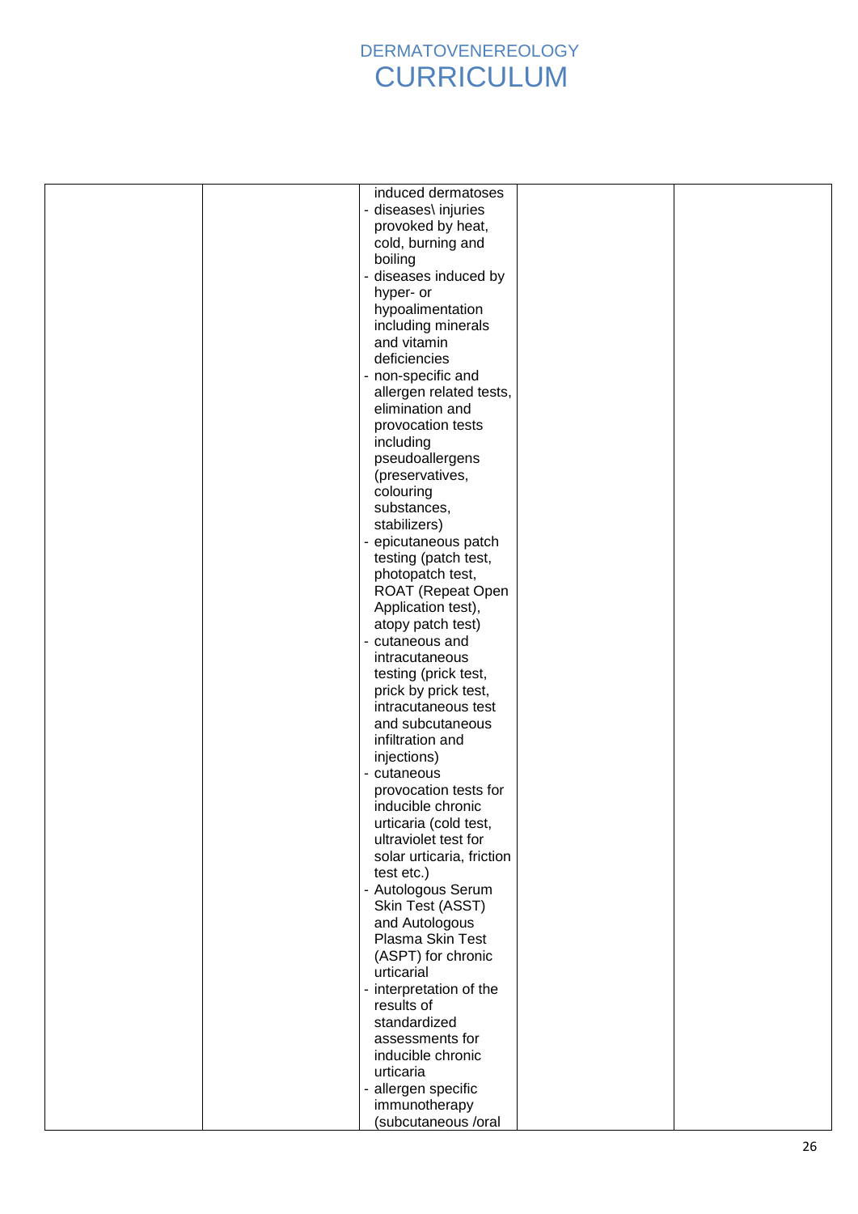| | | induced dermatoses<br>- diseases\ injuries provoked by heat, cold, burning and boiling<br>- diseases induced by hyper- or hypoalimentation including minerals and vitamin deficiencies<br>- non-specific and allergen related tests, elimination and provocation tests including pseudoallergens (preservatives, colouring substances, stabilizers)<br>- epicutaneous patch testing (patch test, photopatch test, ROAT (Repeat Open Application test), atopy patch test)<br>- cutaneous and intracutaneous testing (prick test, prick by prick test, intracutaneous test and subcutaneous infiltration and injections)<br>- cutaneous provocation tests for inducible chronic urticaria (cold test, ultraviolet test for solar urticaria, friction test etc.)<br>- Autologous Serum Skin Test (ASST) and Autologous Plasma Skin Test (ASPT) for chronic urticarial<br>- interpretation of the results of standardized assessments for inducible chronic urticaria<br>- allergen specific immunotherapy (subcutaneous /oral | | |
|---|---|---|---|---|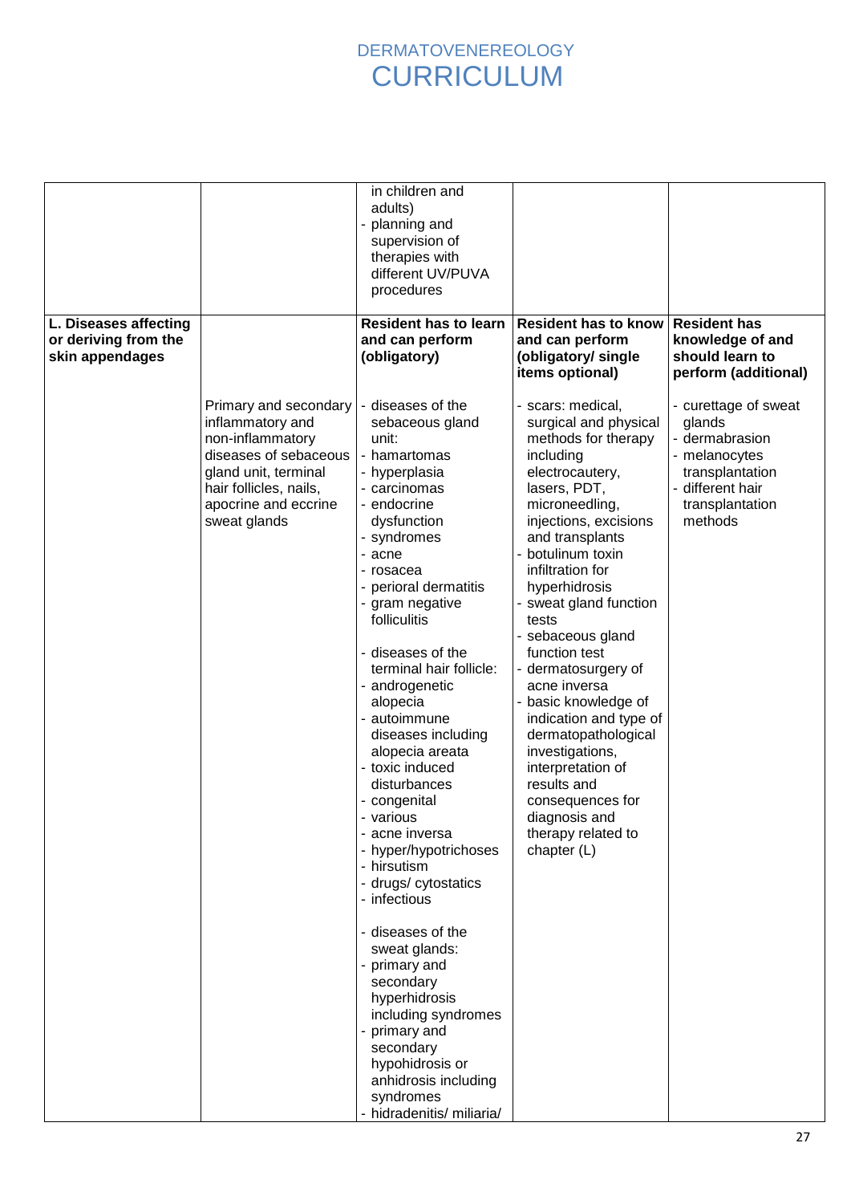|  |  | in children and adults)<br>- planning and supervision of therapies with different UV/PUVA procedures |  |  |
|---|---|---|---|---|
| **L. Diseases affecting or deriving from the skin appendages** |  | **Resident has to learn and can perform (obligatory)** | **Resident has to know and can perform (obligatory/ single items optional)** | **Resident has knowledge of and should learn to perform (additional)** |
|  | Primary and secondary inflammatory and non-inflammatory diseases of sebaceous gland unit, terminal hair follicles, nails, apocrine and eccrine sweat glands | - diseases of the sebaceous gland unit:<br>- hamartomas<br>- hyperplasia<br>- carcinomas<br>- endocrine dysfunction<br>- syndromes<br>- acne<br>- rosacea<br>- perioral dermatitis<br>- gram negative folliculitis<br><br>- diseases of the terminal hair follicle:<br>- androgenetic alopecia<br>- autoimmune diseases including alopecia areata<br>- toxic induced disturbances<br>- congenital<br>- various<br>- acne inversa<br>- hyper/hypotrichoses<br>- hirsutism<br>- drugs/ cytostatics<br>- infectious<br><br>- diseases of the sweat glands:<br>- primary and secondary hyperhidrosis including syndromes<br>- primary and secondary hypohidrosis or anhidrosis including syndromes<br>- hidradenitis/ miliaria/ | - scars: medical, surgical and physical methods for therapy including electrocautery, lasers, PDT, microneedling, injections, excisions and transplants<br>- botulinum toxin infiltration for hyperhidrosis<br>- sweat gland function tests<br>- sebaceous gland function test<br>- dermatosurgery of acne inversa<br>- basic knowledge of indication and type of dermatopathological investigations, interpretation of results and consequences for diagnosis and therapy related to chapter (L) | - curettage of sweat glands<br>- dermabrasion<br>- melanocytes transplantation<br>- different hair transplantation methods |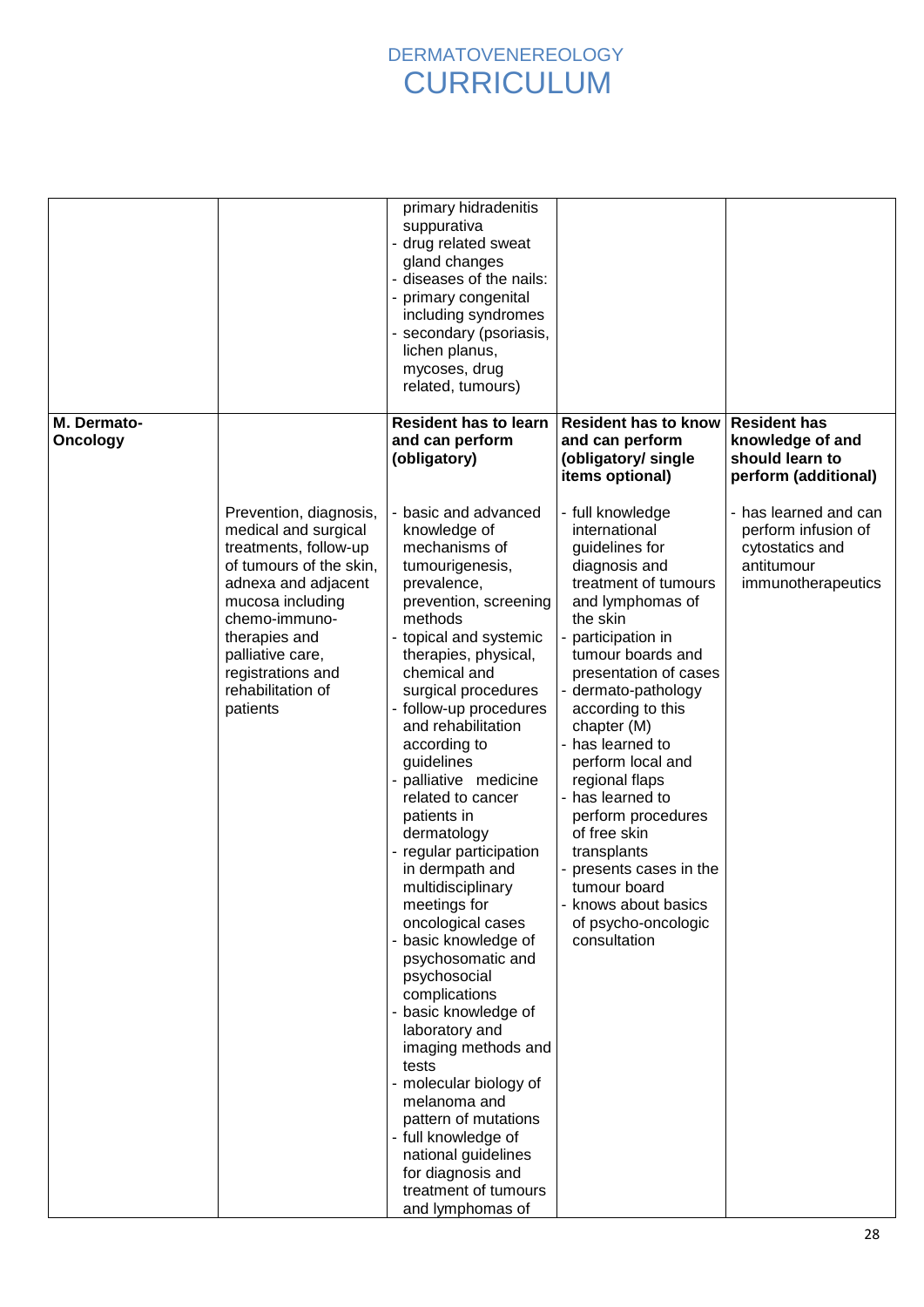| | | | | |
|---|---|---|---|---|
| | | primary hidradenitis suppurativa<br>- drug related sweat gland changes<br>- diseases of the nails:<br>- primary congenital including syndromes<br>- secondary (psoriasis, lichen planus, mycoses, drug related, tumours) | | |
| **M. Dermato-Oncology** | | **Resident has to learn and can perform (obligatory)** | **Resident has to know and can perform (obligatory/ single items optional)** | **Resident has knowledge of and should learn to perform (additional)** |
| | Prevention, diagnosis, medical and surgical treatments, follow-up of tumours of the skin, adnexa and adjacent mucosa including chemo-immuno-therapies and palliative care, registrations and rehabilitation of patients | - basic and advanced knowledge of mechanisms of tumourigenesis, prevalence, prevention, screening methods<br>- topical and systemic therapies, physical, chemical and surgical procedures<br>- follow-up procedures and rehabilitation according to guidelines<br>- palliative medicine related to cancer patients in dermatology<br>- regular participation in dermpath and multidisciplinary meetings for oncological cases<br>- basic knowledge of psychosomatic and psychosocial complications<br>- basic knowledge of laboratory and imaging methods and tests<br>- molecular biology of melanoma and pattern of mutations<br>- full knowledge of national guidelines for diagnosis and treatment of tumours and lymphomas of | - full knowledge international guidelines for diagnosis and treatment of tumours and lymphomas of the skin<br>- participation in tumour boards and presentation of cases<br>- dermato-pathology according to this chapter (M)<br>- has learned to perform local and regional flaps<br>- has learned to perform procedures of free skin transplants<br>- presents cases in the tumour board<br>- knows about basics of psycho-oncologic consultation | - has learned and can perform infusion of cytostatics and antitumour immunotherapeutics |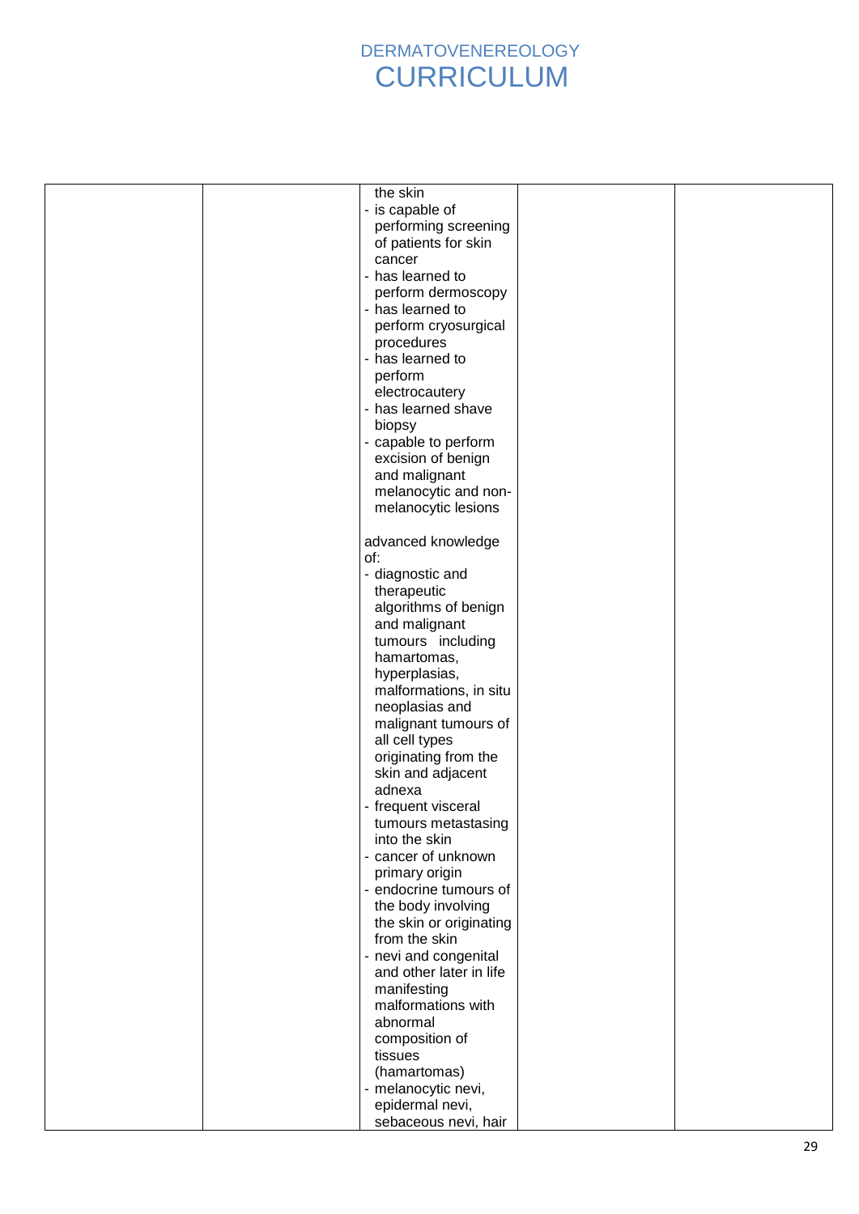| | | the skin<br>- is capable of performing screening of patients for skin cancer<br>- has learned to perform dermoscopy<br>- has learned to perform cryosurgical procedures<br>- has learned to perform electrocautery<br>- has learned shave biopsy<br>- capable to perform excision of benign and malignant melanocytic and non-melanocytic lesions<br><br>advanced knowledge of:<br>- diagnostic and therapeutic algorithms of benign and malignant tumours including hamartomas, hyperplasias, malformations, in situ neoplasias and malignant tumours of all cell types originating from the skin and adjacent adnexa<br>- frequent visceral tumours metastasing into the skin<br>- cancer of unknown primary origin<br>- endocrine tumours of the body involving the skin or originating from the skin<br>- nevi and congenital and other later in life manifesting malformations with abnormal composition of tissues (hamartomas)<br>- melanocytic nevi, epidermal nevi, sebaceous nevi, hair | | |
|---|---|---|---|---|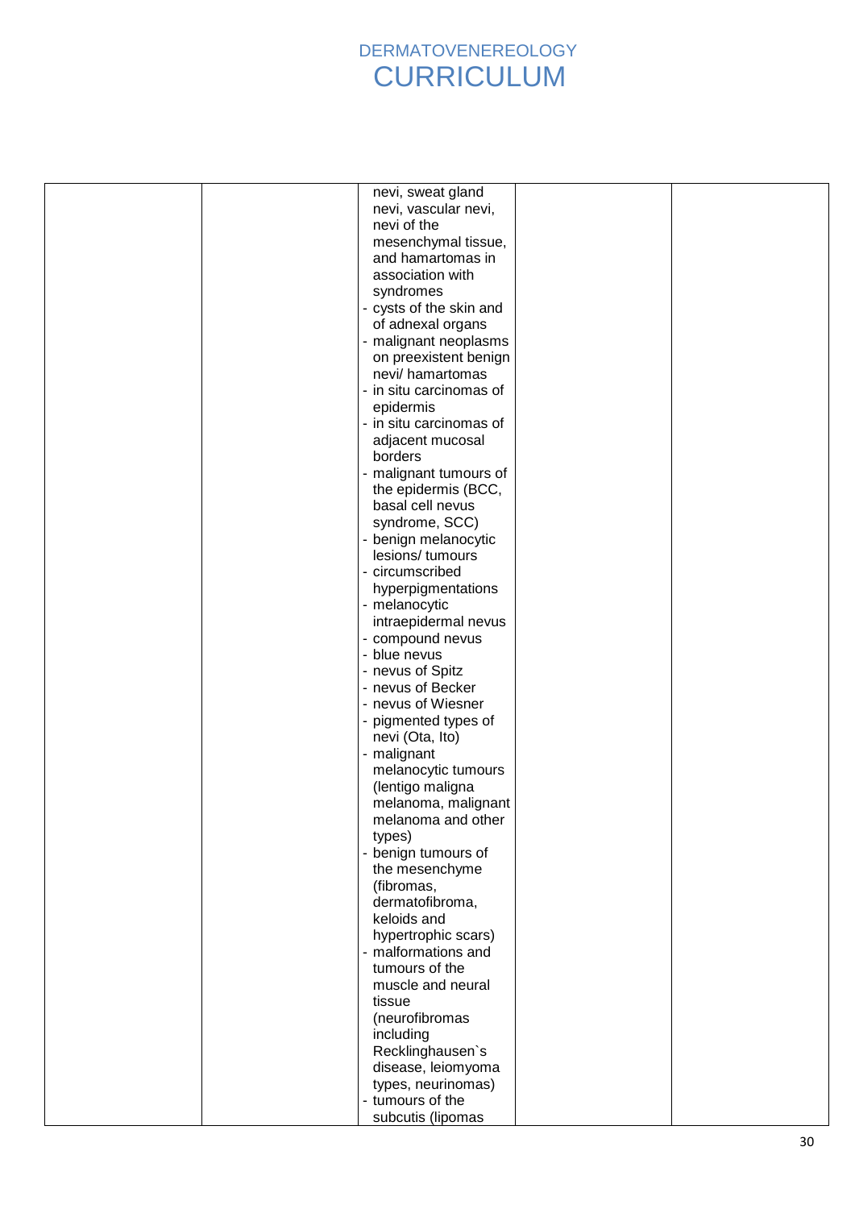| | | nevi, sweat gland nevi, vascular nevi, nevi of the mesenchymal tissue, and hamartomas in association with syndromes<br>- cysts of the skin and of adnexal organs<br>- malignant neoplasms on preexistent benign nevi/ hamartomas<br>- in situ carcinomas of epidermis<br>- in situ carcinomas of adjacent mucosal borders<br>- malignant tumours of the epidermis (BCC, basal cell nevus syndrome, SCC)<br>- benign melanocytic lesions/ tumours<br>- circumscribed hyperpigmentations<br>- melanocytic intraepidermal nevus<br>- compound nevus<br>- blue nevus<br>- nevus of Spitz<br>- nevus of Becker<br>- nevus of Wiesner<br>- pigmented types of nevi (Ota, Ito)<br>- malignant melanocytic tumours (lentigo maligna melanoma, malignant melanoma and other types)<br>- benign tumours of the mesenchyme (fibromas, dermatofibroma, keloids and hypertrophic scars)<br>- malformations and tumours of the muscle and neural tissue (neurofibromas including Recklinghausen`s disease, leiomyoma types, neurinomas)<br>- tumours of the subcutis (lipomas | | |
|---|---|---|---|---|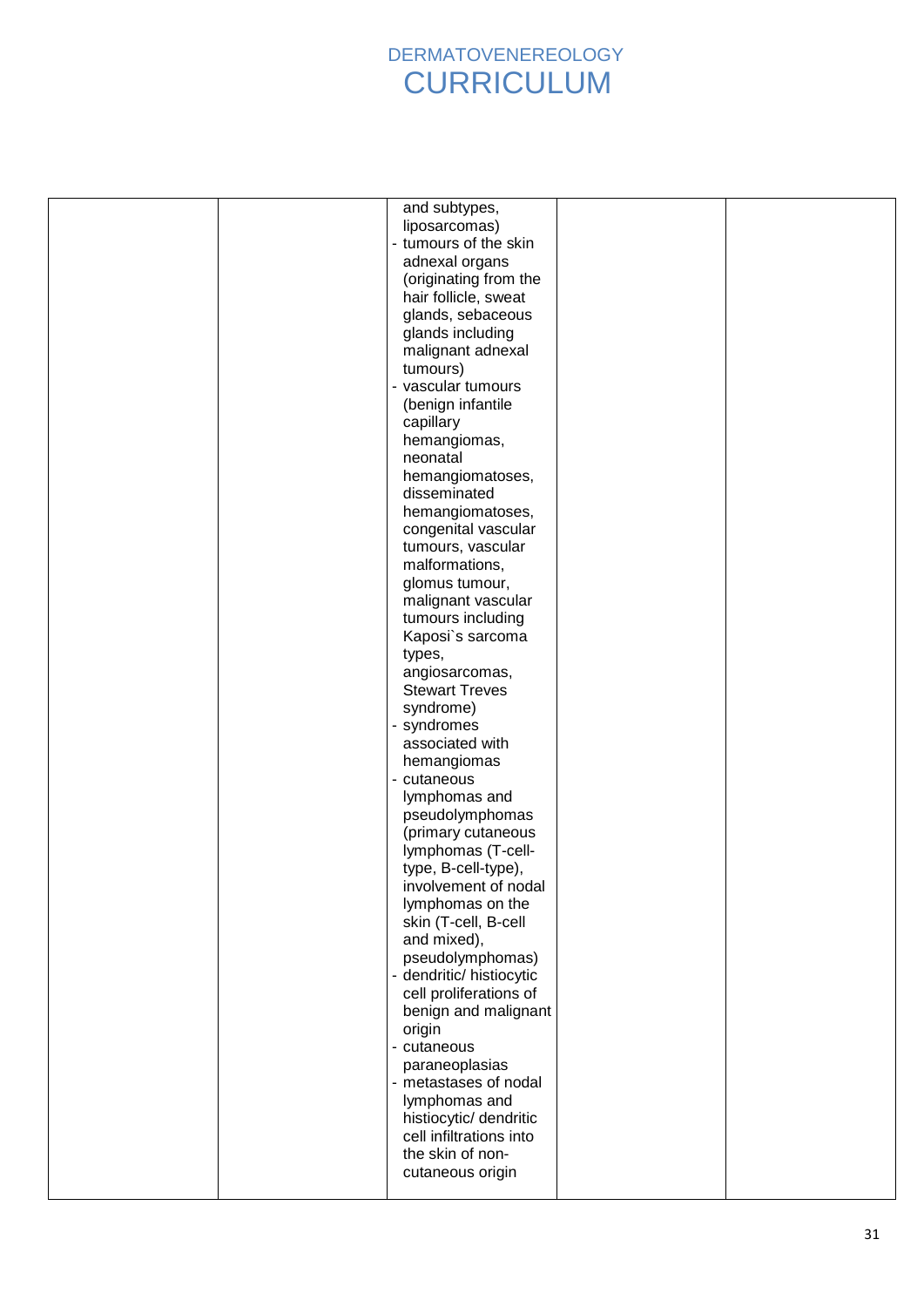| | | and subtypes, liposarcomas)<br>- tumours of the skin adnexal organs (originating from the hair follicle, sweat glands, sebaceous glands including malignant adnexal tumours)<br>- vascular tumours (benign infantile capillary hemangiomas, neonatal hemangiomatoses, disseminated hemangiomatoses, congenital vascular tumours, vascular malformations, glomus tumour, malignant vascular tumours including Kaposi`s sarcoma types, angiosarcomas, Stewart Treves syndrome)<br>- syndromes associated with hemangiomas<br>- cutaneous lymphomas and pseudolymphomas (primary cutaneous lymphomas (T-cell-type, B-cell-type), involvement of nodal lymphomas on the skin (T-cell, B-cell and mixed), pseudolymphomas)<br>- dendritic/ histiocytic cell proliferations of benign and malignant origin<br>- cutaneous paraneoplasias<br>- metastases of nodal lymphomas and histiocytic/ dendritic cell infiltrations into the skin of non-cutaneous origin | | |
|---|---|---|---|---|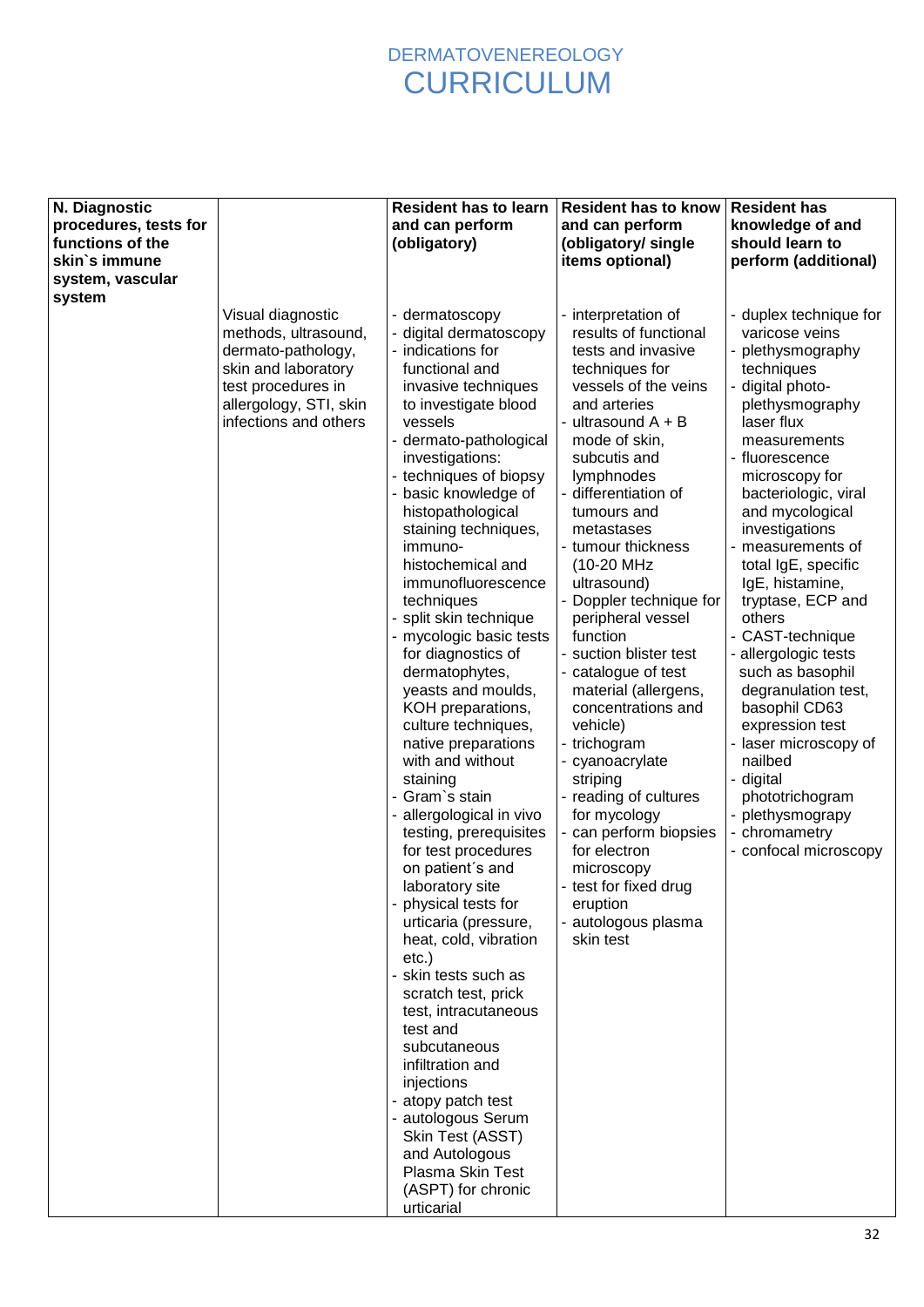# DERMATOVENEREOLOGY
# CURRICULUM

| N. Diagnostic procedures, tests for functions of the skin`s immune system, vascular system | | Resident has to learn and can perform (obligatory) | Resident has to know and can perform (obligatory/ single items optional) | Resident has knowledge of and should learn to perform (additional) |
|---|---|---|---|---|
| | Visual diagnostic methods, ultrasound, dermato-pathology, skin and laboratory test procedures in allergology, STI, skin infections and others | - dermatoscopy<br>- digital dermatoscopy<br>- indications for functional and invasive techniques to investigate blood vessels<br>- dermato-pathological investigations:<br>- techniques of biopsy<br>- basic knowledge of histopathological staining techniques, immuno-histochemical and immunofluorescence techniques<br>- split skin technique<br>- mycologic basic tests for diagnostics of dermatophytes, yeasts and moulds, KOH preparations, culture techniques, native preparations with and without staining<br>- Gram`s stain<br>- allergological in vivo testing, prerequisites for test procedures on patient´s and laboratory site<br>- physical tests for urticaria (pressure, heat, cold, vibration etc.)<br>- skin tests such as scratch test, prick test, intracutaneous test and subcutaneous infiltration and injections<br>- atopy patch test<br>- autologous Serum Skin Test (ASST) and Autologous Plasma Skin Test (ASPT) for chronic urticarial | - interpretation of results of functional tests and invasive techniques for vessels of the veins and arteries<br>- ultrasound A + B mode of skin, subcutis and lymphnodes<br>- differentiation of tumours and metastases<br>- tumour thickness (10-20 MHz ultrasound)<br>- Doppler technique for peripheral vessel function<br>- suction blister test<br>- catalogue of test material (allergens, concentrations and vehicle)<br>- trichogram<br>- cyanoacrylate striping<br>- reading of cultures for mycology<br>- can perform biopsies for electron microscopy<br>- test for fixed drug eruption<br>- autologous plasma skin test | - duplex technique for varicose veins<br>- plethysmography techniques<br>- digital photo-plethysmography laser flux measurements<br>- fluorescence microscopy for bacteriologic, viral and mycological investigations<br>- measurements of total IgE, specific IgE, histamine, tryptase, ECP and others<br>- CAST-technique<br>- allergologic tests such as basophil degranulation test, basophil CD63 expression test<br>- laser microscopy of nailbed<br>- digital phototrichogram<br>- plethysmograpy<br>- chromametry<br>- confocal microscopy |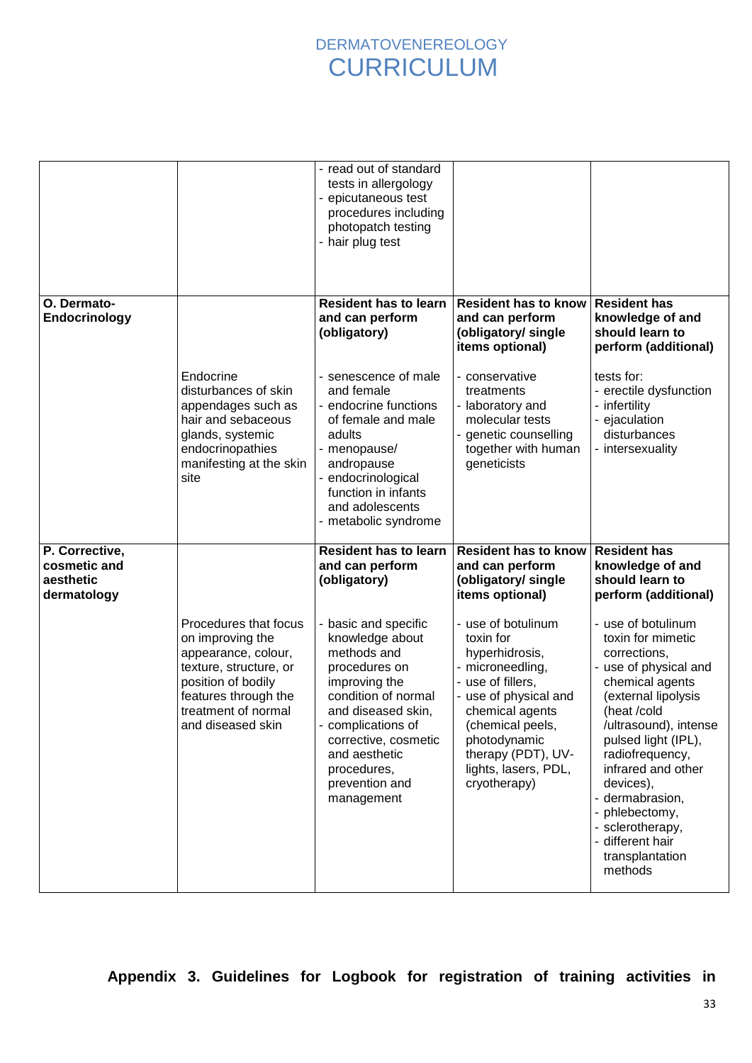| | | | | |
|---|---|---|---|---|
| | | - read out of standard tests in allergology<br>- epicutaneous test procedures including photopatch testing<br>- hair plug test | | |
| **O. Dermato-Endocrinology** | | **Resident has to learn and can perform (obligatory)** | **Resident has to know and can perform (obligatory/ single items optional)** | **Resident has knowledge of and should learn to perform (additional)** |
| | Endocrine disturbances of skin appendages such as hair and sebaceous glands, systemic endocrinopathies manifesting at the skin site | - senescence of male and female<br>- endocrine functions of female and male adults<br>- menopause/ andropause<br>- endocrinological function in infants and adolescents<br>- metabolic syndrome | - conservative treatments<br>- laboratory and molecular tests<br>- genetic counselling together with human geneticists | tests for:<br>- erectile dysfunction<br>- infertility<br>- ejaculation disturbances<br>- intersexuality |
| **P. Corrective, cosmetic and aesthetic dermatology** | | **Resident has to learn and can perform (obligatory)** | **Resident has to know and can perform (obligatory/ single items optional)** | **Resident has knowledge of and should learn to perform (additional)** |
| | Procedures that focus on improving the appearance, colour, texture, structure, or position of bodily features through the treatment of normal and diseased skin | - basic and specific knowledge about methods and procedures on improving the condition of normal and diseased skin,<br>- complications of corrective, cosmetic and aesthetic procedures, prevention and management | - use of botulinum toxin for hyperhidrosis,<br>- microneedling,<br>- use of fillers,<br>- use of physical and chemical agents (chemical peels, photodynamic therapy (PDT), UV-lights, lasers, PDL, cryotherapy) | - use of botulinum toxin for mimetic corrections,<br>- use of physical and chemical agents (external lipolysis (heat /cold /ultrasound), intense pulsed light (IPL), radiofrequency, infrared and other devices),<br>- dermabrasion,<br>- phlebectomy,<br>- sclerotherapy,<br>- different hair transplantation methods |

**Appendix 3. Guidelines for Logbook for registration of training activities in**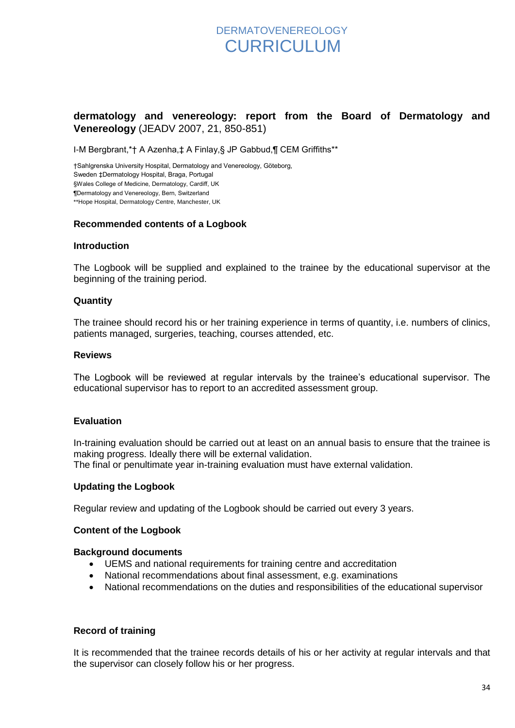**dermatology and venereology: report from the Board of Dermatology and Venereology** (JEADV 2007, 21, 850-851)

I-M Bergbrant,*† A Azenha,‡ A Finlay,§ JP Gabbud,¶ CEM Griffiths**

†Sahlgrenska University Hospital, Dermatology and Venereology, Göteborg, Sweden ‡Dermatology Hospital, Braga, Portugal
§Wales College of Medicine, Dermatology, Cardiff, UK
¶Dermatology and Venereology, Bern, Switzerland
**Hope Hospital, Dermatology Centre, Manchester, UK

### Recommended contents of a Logbook

#### Introduction

The Logbook will be supplied and explained to the trainee by the educational supervisor at the beginning of the training period.

#### Quantity

The trainee should record his or her training experience in terms of quantity, i.e. numbers of clinics, patients managed, surgeries, teaching, courses attended, etc.

#### Reviews

The Logbook will be reviewed at regular intervals by the trainee's educational supervisor. The educational supervisor has to report to an accredited assessment group.

#### Evaluation

In-training evaluation should be carried out at least on an annual basis to ensure that the trainee is making progress. Ideally there will be external validation.
The final or penultimate year in-training evaluation must have external validation.

#### Updating the Logbook

Regular review and updating of the Logbook should be carried out every 3 years.

#### Content of the Logbook

**Background documents**

- UEMS and national requirements for training centre and accreditation
- National recommendations about final assessment, e.g. examinations
- National recommendations on the duties and responsibilities of the educational supervisor

#### Record of training

It is recommended that the trainee records details of his or her activity at regular intervals and that the supervisor can closely follow his or her progress.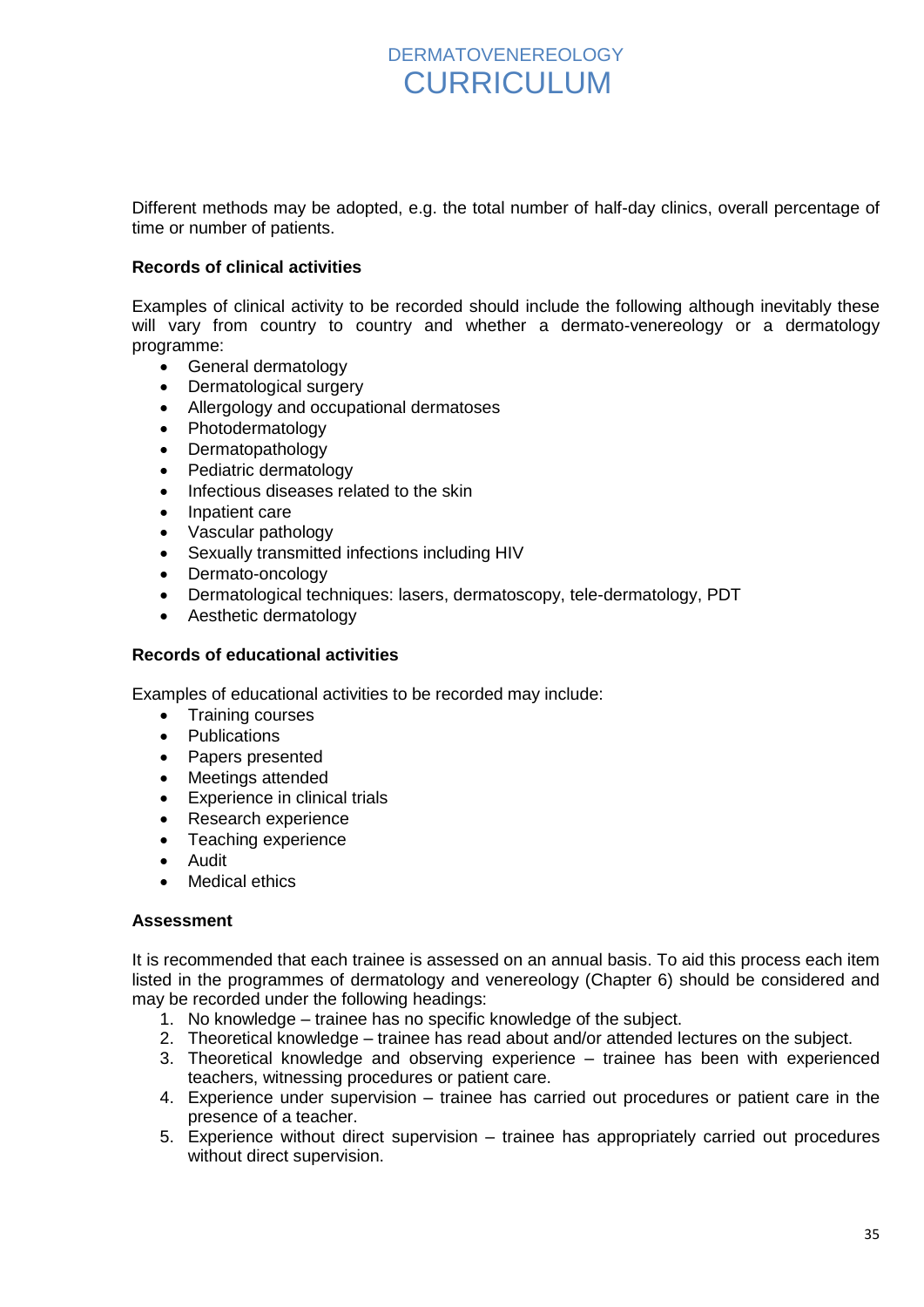Different methods may be adopted, e.g. the total number of half-day clinics, overall percentage of time or number of patients.

**Records of clinical activities**

Examples of clinical activity to be recorded should include the following although inevitably these will vary from country to country and whether a dermato-venereology or a dermatology programme:

- General dermatology
- Dermatological surgery
- Allergology and occupational dermatoses
- Photodermatology
- Dermatopathology
- Pediatric dermatology
- Infectious diseases related to the skin
- Inpatient care
- Vascular pathology
- Sexually transmitted infections including HIV
- Dermato-oncology
- Dermatological techniques: lasers, dermatoscopy, tele-dermatology, PDT
- Aesthetic dermatology

**Records of educational activities**

Examples of educational activities to be recorded may include:

- Training courses
- Publications
- Papers presented
- Meetings attended
- Experience in clinical trials
- Research experience
- Teaching experience
- Audit
- Medical ethics

**Assessment**

It is recommended that each trainee is assessed on an annual basis. To aid this process each item listed in the programmes of dermatology and venereology (Chapter 6) should be considered and may be recorded under the following headings:

1. No knowledge – trainee has no specific knowledge of the subject.
2. Theoretical knowledge – trainee has read about and/or attended lectures on the subject.
3. Theoretical knowledge and observing experience – trainee has been with experienced teachers, witnessing procedures or patient care.
4. Experience under supervision – trainee has carried out procedures or patient care in the presence of a teacher.
5. Experience without direct supervision – trainee has appropriately carried out procedures without direct supervision.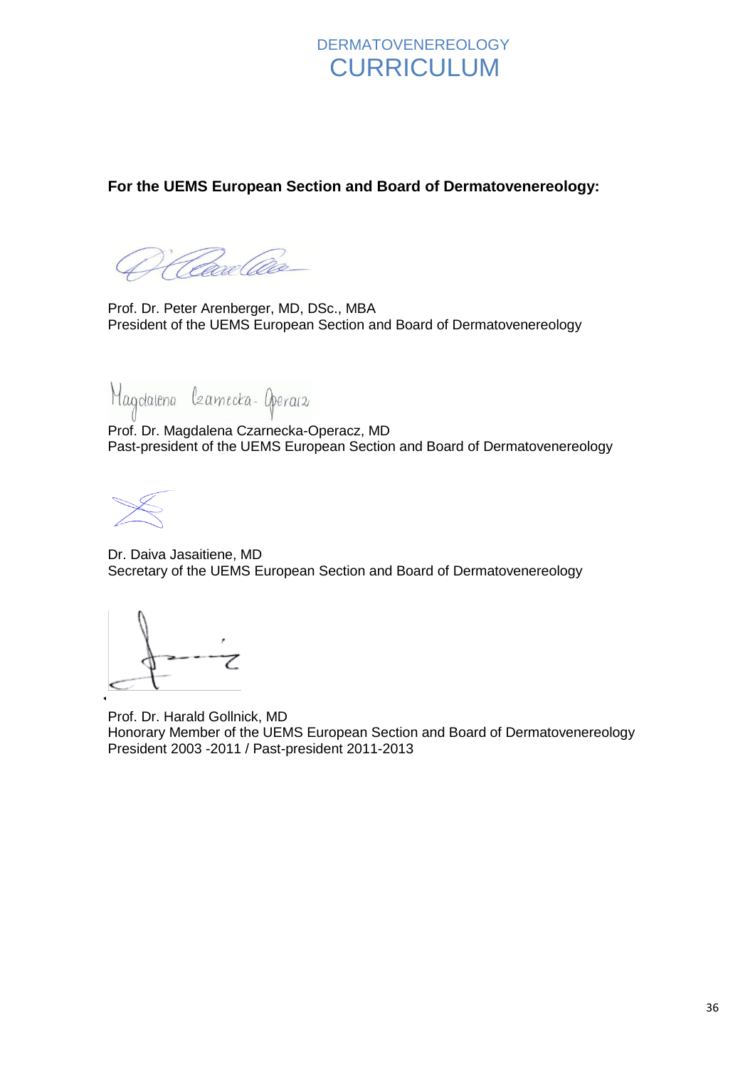**For the UEMS European Section and Board of Dermatovenereology:**

Prof. Dr. Peter Arenberger, MD, DSc., MBA
President of the UEMS European Section and Board of Dermatovenereology

Magdalena Czarnecka-Operacz

Prof. Dr. Magdalena Czarnecka-Operacz, MD
Past-president of the UEMS European Section and Board of Dermatovenereology

Dr. Daiva Jasaitiene, MD
Secretary of the UEMS European Section and Board of Dermatovenereology

Prof. Dr. Harald Gollnick, MD
Honorary Member of the UEMS European Section and Board of Dermatovenereology
President 2003 -2011 / Past-president 2011-2013